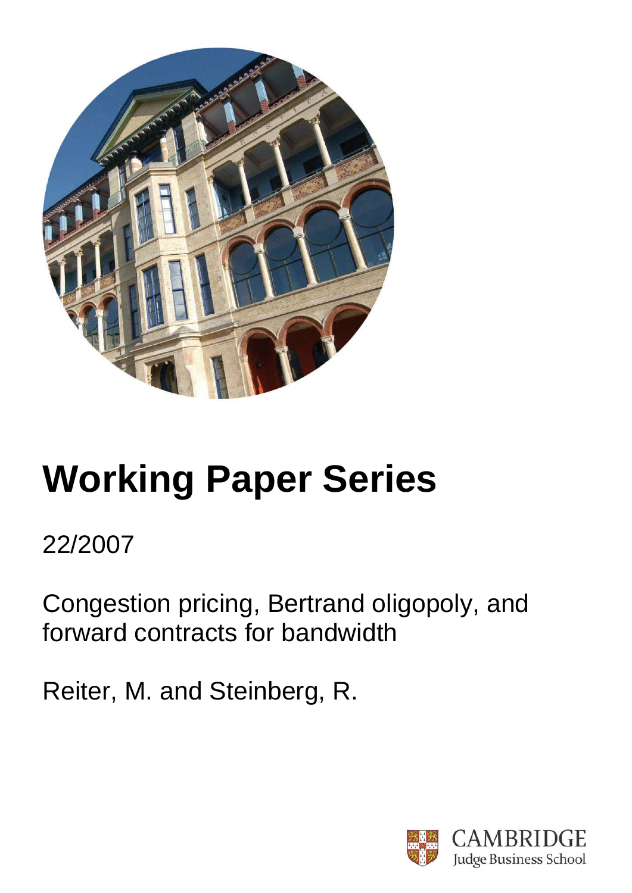# Working Paper Series

22/2007

Congestion pricing, Bertrand oligopoly, and forward contracts for bandwidth

Reiter, M. and Steinberg, R.

CAMBRIDGE
Judge Business School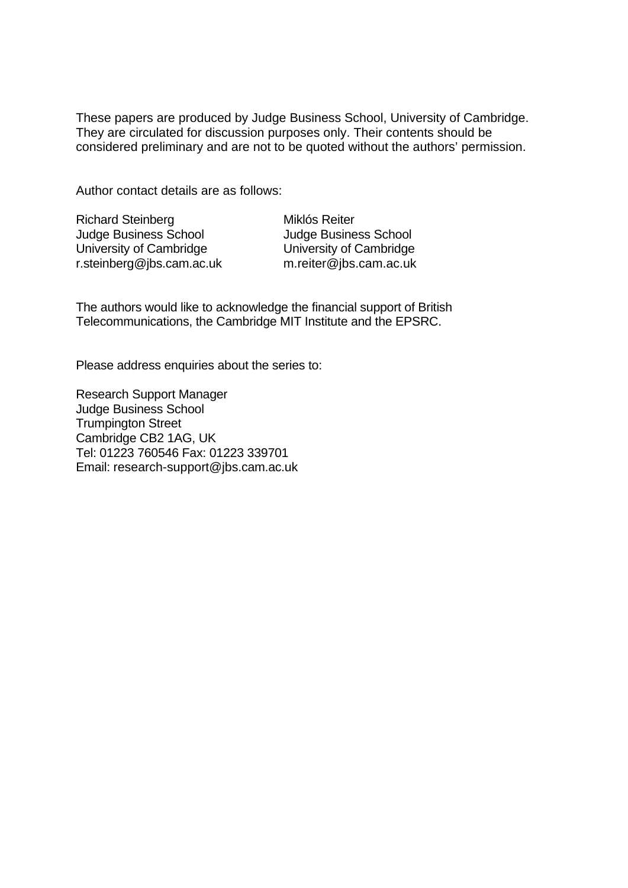These papers are produced by Judge Business School, University of Cambridge. They are circulated for discussion purposes only. Their contents should be considered preliminary and are not to be quoted without the authors' permission.

Author contact details are as follows:

| Richard Steinberg | Miklós Reiter |
|---|---|
| Judge Business School | Judge Business School |
| University of Cambridge | University of Cambridge |
| r.steinberg@jbs.cam.ac.uk | m.reiter@jbs.cam.ac.uk |

The authors would like to acknowledge the financial support of British Telecommunications, the Cambridge MIT Institute and the EPSRC.

Please address enquiries about the series to:

Research Support Manager
Judge Business School
Trumpington Street
Cambridge CB2 1AG, UK
Tel: 01223 760546 Fax: 01223 339701
Email: research-support@jbs.cam.ac.uk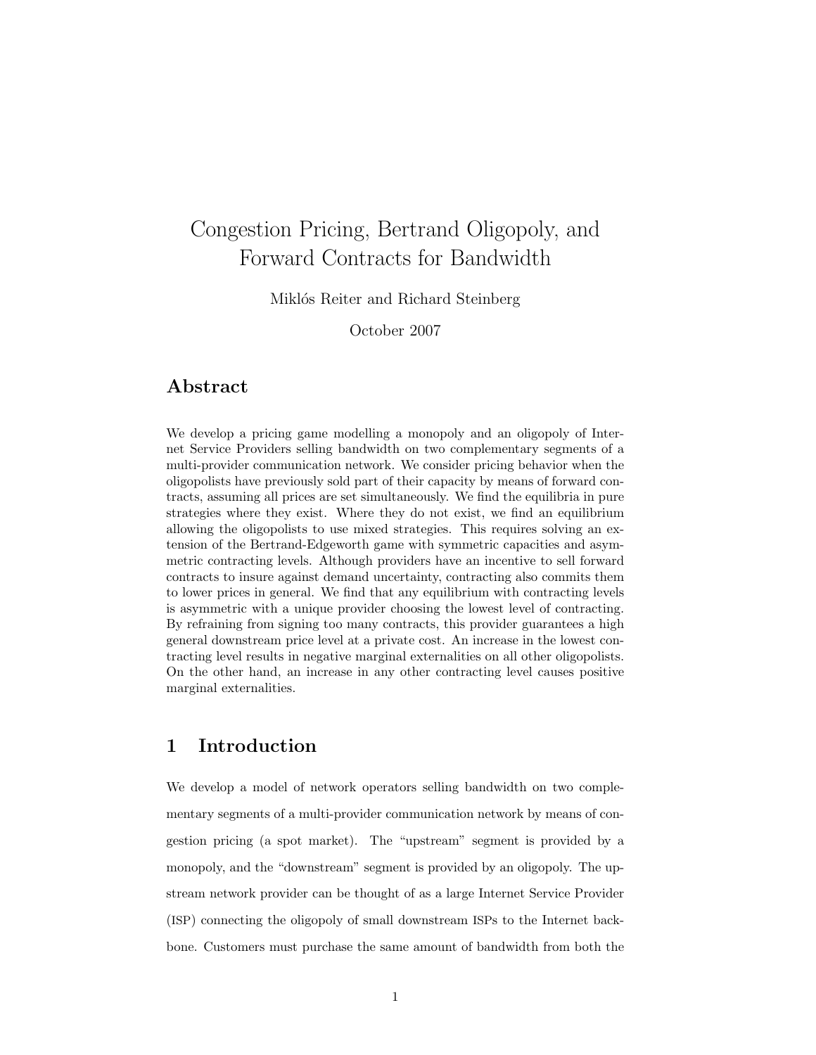# Congestion Pricing, Bertrand Oligopoly, and Forward Contracts for Bandwidth

Miklós Reiter and Richard Steinberg

October 2007

## Abstract

We develop a pricing game modelling a monopoly and an oligopoly of Internet Service Providers selling bandwidth on two complementary segments of a multi-provider communication network. We consider pricing behavior when the oligopolists have previously sold part of their capacity by means of forward contracts, assuming all prices are set simultaneously. We find the equilibria in pure strategies where they exist. Where they do not exist, we find an equilibrium allowing the oligopolists to use mixed strategies. This requires solving an extension of the Bertrand-Edgeworth game with symmetric capacities and asymmetric contracting levels. Although providers have an incentive to sell forward contracts to insure against demand uncertainty, contracting also commits them to lower prices in general. We find that any equilibrium with contracting levels is asymmetric with a unique provider choosing the lowest level of contracting. By refraining from signing too many contracts, this provider guarantees a high general downstream price level at a private cost. An increase in the lowest contracting level results in negative marginal externalities on all other oligopolists. On the other hand, an increase in any other contracting level causes positive marginal externalities.

## 1 Introduction

We develop a model of network operators selling bandwidth on two complementary segments of a multi-provider communication network by means of congestion pricing (a spot market). The "upstream" segment is provided by a monopoly, and the "downstream" segment is provided by an oligopoly. The upstream network provider can be thought of as a large Internet Service Provider (ISP) connecting the oligopoly of small downstream ISPs to the Internet backbone. Customers must purchase the same amount of bandwidth from both the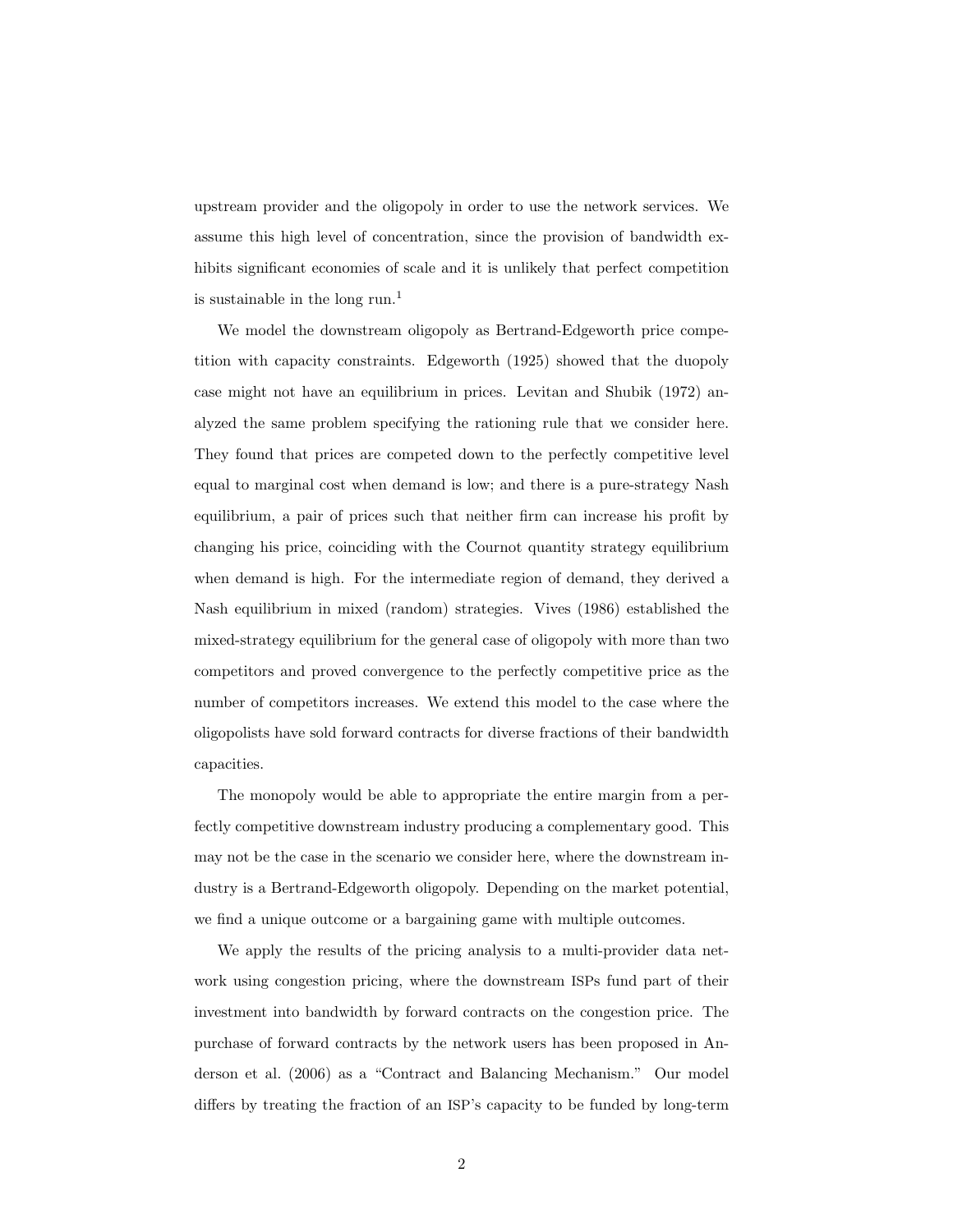upstream provider and the oligopoly in order to use the network services. We assume this high level of concentration, since the provision of bandwidth exhibits significant economies of scale and it is unlikely that perfect competition is sustainable in the long run.[1]

We model the downstream oligopoly as Bertrand-Edgeworth price competition with capacity constraints. Edgeworth (1925) showed that the duopoly case might not have an equilibrium in prices. Levitan and Shubik (1972) analyzed the same problem specifying the rationing rule that we consider here. They found that prices are competed down to the perfectly competitive level equal to marginal cost when demand is low; and there is a pure-strategy Nash equilibrium, a pair of prices such that neither firm can increase his profit by changing his price, coinciding with the Cournot quantity strategy equilibrium when demand is high. For the intermediate region of demand, they derived a Nash equilibrium in mixed (random) strategies. Vives (1986) established the mixed-strategy equilibrium for the general case of oligopoly with more than two competitors and proved convergence to the perfectly competitive price as the number of competitors increases. We extend this model to the case where the oligopolists have sold forward contracts for diverse fractions of their bandwidth capacities.

The monopoly would be able to appropriate the entire margin from a perfectly competitive downstream industry producing a complementary good. This may not be the case in the scenario we consider here, where the downstream industry is a Bertrand-Edgeworth oligopoly. Depending on the market potential, we find a unique outcome or a bargaining game with multiple outcomes.

We apply the results of the pricing analysis to a multi-provider data network using congestion pricing, where the downstream ISPs fund part of their investment into bandwidth by forward contracts on the congestion price. The purchase of forward contracts by the network users has been proposed in Anderson et al. (2006) as a "Contract and Balancing Mechanism." Our model differs by treating the fraction of an ISP's capacity to be funded by long-term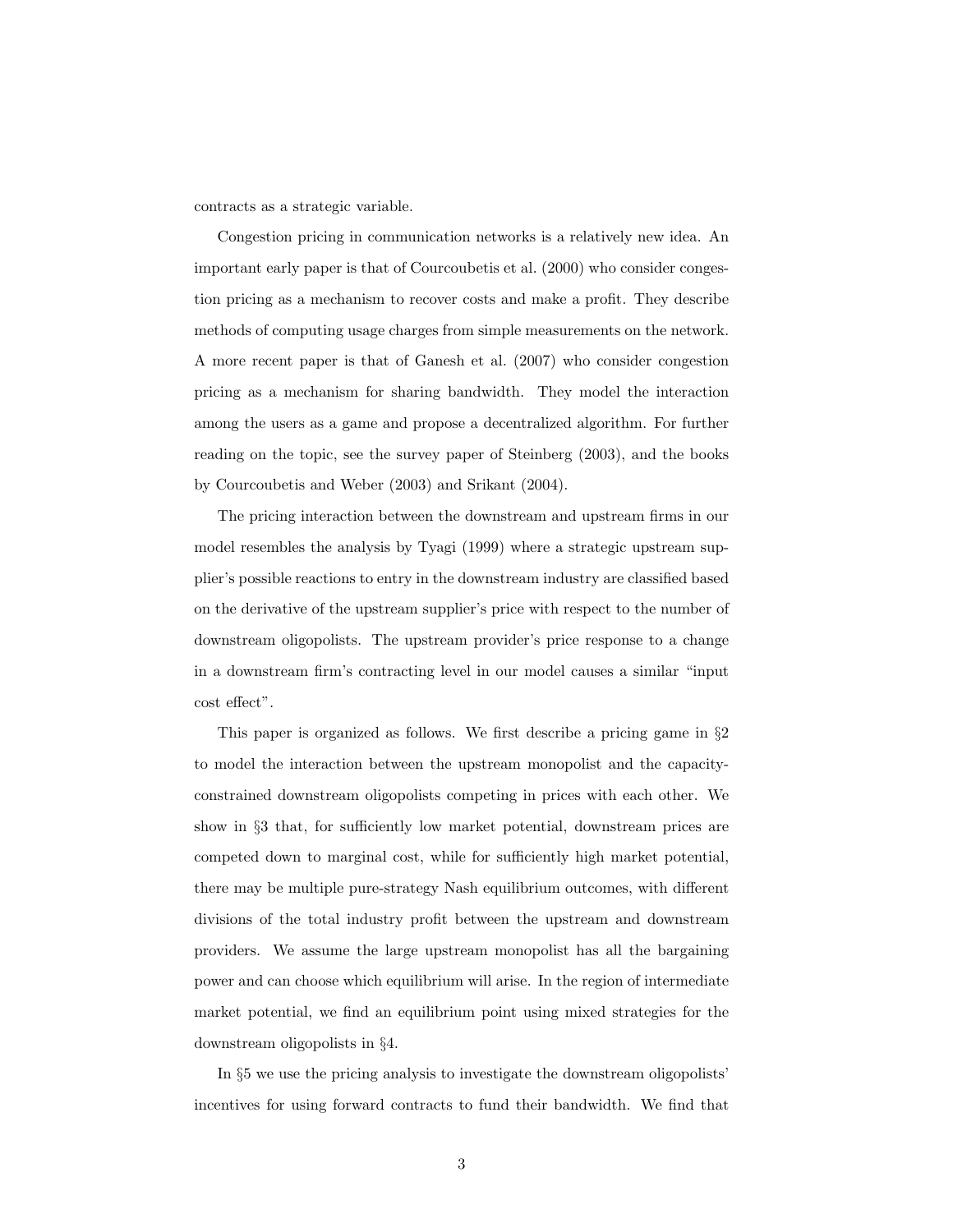contracts as a strategic variable.

Congestion pricing in communication networks is a relatively new idea. An important early paper is that of Courcoubetis et al. (2000) who consider congestion pricing as a mechanism to recover costs and make a profit. They describe methods of computing usage charges from simple measurements on the network. A more recent paper is that of Ganesh et al. (2007) who consider congestion pricing as a mechanism for sharing bandwidth. They model the interaction among the users as a game and propose a decentralized algorithm. For further reading on the topic, see the survey paper of Steinberg (2003), and the books by Courcoubetis and Weber (2003) and Srikant (2004).

The pricing interaction between the downstream and upstream firms in our model resembles the analysis by Tyagi (1999) where a strategic upstream supplier's possible reactions to entry in the downstream industry are classified based on the derivative of the upstream supplier's price with respect to the number of downstream oligopolists. The upstream provider's price response to a change in a downstream firm's contracting level in our model causes a similar "input cost effect".

This paper is organized as follows. We first describe a pricing game in §2 to model the interaction between the upstream monopolist and the capacity-constrained downstream oligopolists competing in prices with each other. We show in §3 that, for sufficiently low market potential, downstream prices are competed down to marginal cost, while for sufficiently high market potential, there may be multiple pure-strategy Nash equilibrium outcomes, with different divisions of the total industry profit between the upstream and downstream providers. We assume the large upstream monopolist has all the bargaining power and can choose which equilibrium will arise. In the region of intermediate market potential, we find an equilibrium point using mixed strategies for the downstream oligopolists in §4.

In §5 we use the pricing analysis to investigate the downstream oligopolists' incentives for using forward contracts to fund their bandwidth. We find that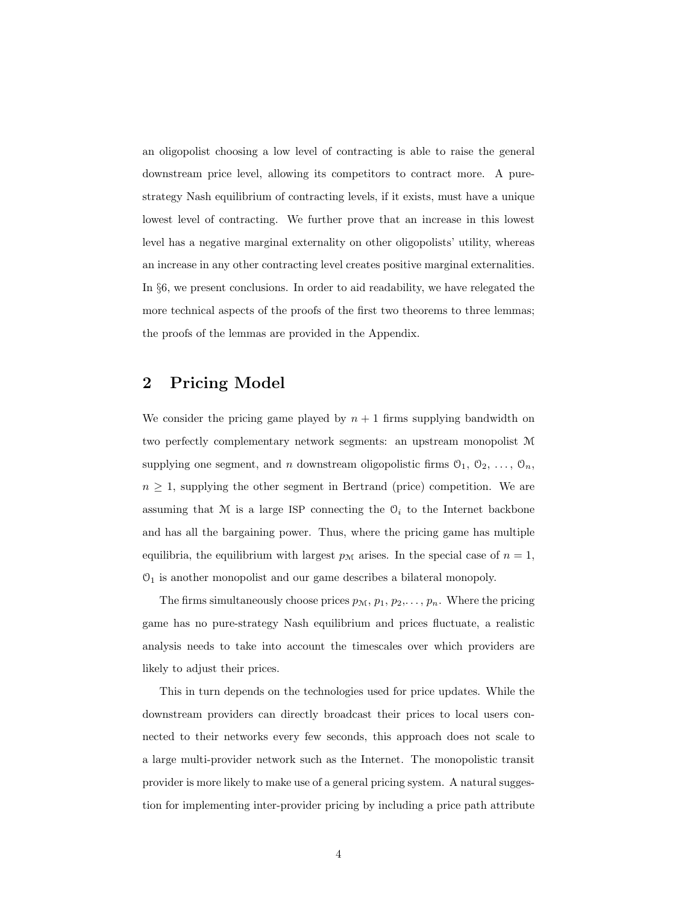an oligopolist choosing a low level of contracting is able to raise the general downstream price level, allowing its competitors to contract more. A pure-strategy Nash equilibrium of contracting levels, if it exists, must have a unique lowest level of contracting. We further prove that an increase in this lowest level has a negative marginal externality on other oligopolists' utility, whereas an increase in any other contracting level creates positive marginal externalities. In §6, we present conclusions. In order to aid readability, we have relegated the more technical aspects of the proofs of the first two theorems to three lemmas; the proofs of the lemmas are provided in the Appendix.

## 2 Pricing Model

We consider the pricing game played by $n+1$ firms supplying bandwidth on two perfectly complementary network segments: an upstream monopolist $\mathcal{M}$ supplying one segment, and $n$ downstream oligopolistic firms $\mathcal{O}_1$, $\mathcal{O}_2$, ..., $\mathcal{O}_n$, $n \geq 1$, supplying the other segment in Bertrand (price) competition. We are assuming that $\mathcal{M}$ is a large ISP connecting the $\mathcal{O}_i$ to the Internet backbone and has all the bargaining power. Thus, where the pricing game has multiple equilibria, the equilibrium with largest $p_{\mathcal{M}}$ arises. In the special case of $n = 1$, $\mathcal{O}_1$ is another monopolist and our game describes a bilateral monopoly.

The firms simultaneously choose prices $p_{\mathcal{M}}$, $p_1$, $p_2$,..., $p_n$. Where the pricing game has no pure-strategy Nash equilibrium and prices fluctuate, a realistic analysis needs to take into account the timescales over which providers are likely to adjust their prices.

This in turn depends on the technologies used for price updates. While the downstream providers can directly broadcast their prices to local users connected to their networks every few seconds, this approach does not scale to a large multi-provider network such as the Internet. The monopolistic transit provider is more likely to make use of a general pricing system. A natural suggestion for implementing inter-provider pricing by including a price path attribute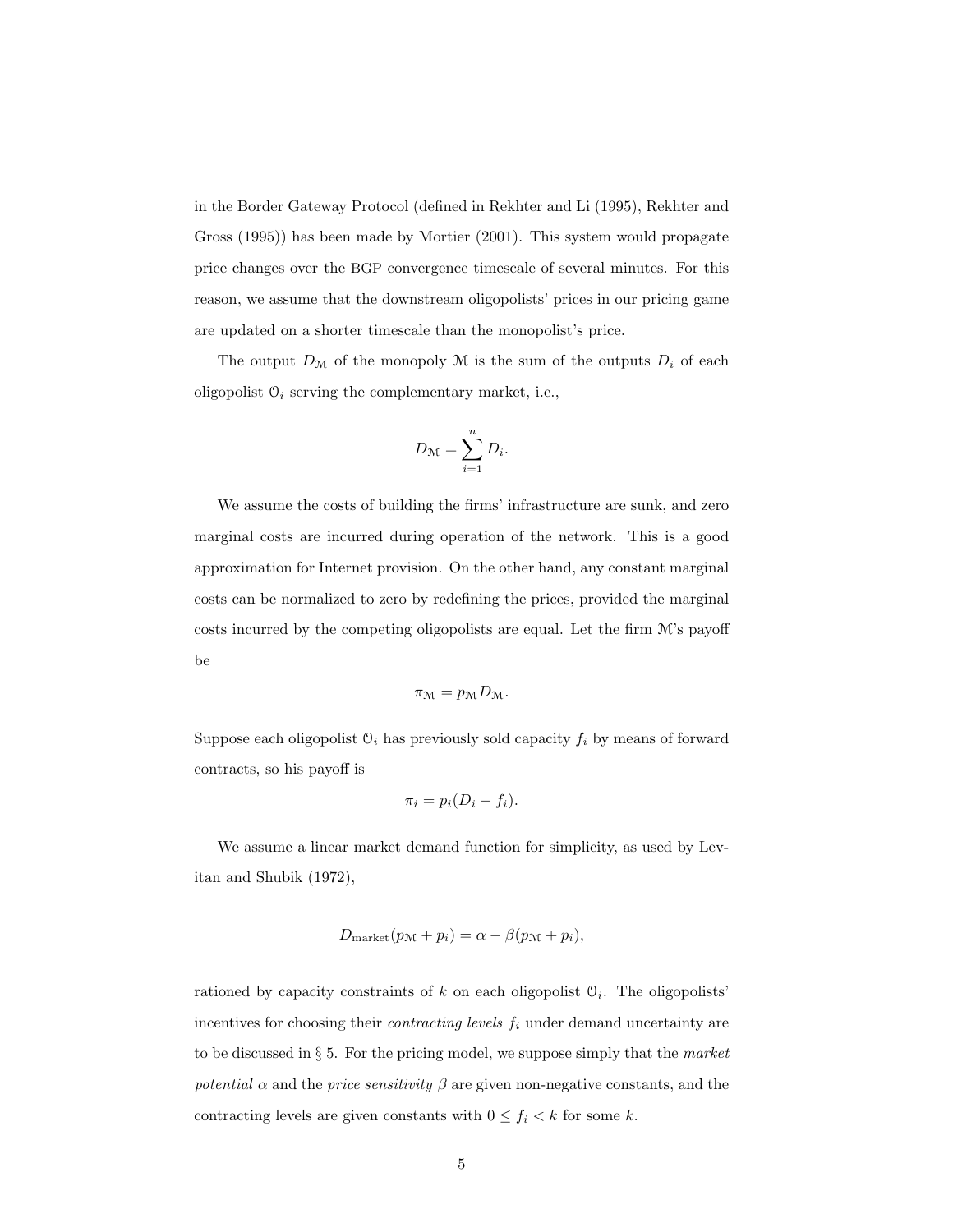in the Border Gateway Protocol (defined in Rekhter and Li (1995), Rekhter and Gross (1995)) has been made by Mortier (2001). This system would propagate price changes over the BGP convergence timescale of several minutes. For this reason, we assume that the downstream oligopolists' prices in our pricing game are updated on a shorter timescale than the monopolist's price.

The output $D_{\mathcal{M}}$ of the monopoly $\mathcal{M}$ is the sum of the outputs $D_i$ of each oligopolist $\mathcal{O}_i$ serving the complementary market, i.e.,

$$D_{\mathcal{M}} = \sum_{i=1}^{n} D_i.$$

We assume the costs of building the firms' infrastructure are sunk, and zero marginal costs are incurred during operation of the network. This is a good approximation for Internet provision. On the other hand, any constant marginal costs can be normalized to zero by redefining the prices, provided the marginal costs incurred by the competing oligopolists are equal. Let the firm $\mathcal{M}$'s payoff be

$$\pi_{\mathcal{M}} = p_{\mathcal{M}} D_{\mathcal{M}}.$$

Suppose each oligopolist $\mathcal{O}_i$ has previously sold capacity $f_i$ by means of forward contracts, so his payoff is

$$\pi_i = p_i(D_i - f_i).$$

We assume a linear market demand function for simplicity, as used by Levitan and Shubik (1972),

$$D_{\text{market}}(p_{\mathcal{M}} + p_i) = \alpha - \beta(p_{\mathcal{M}} + p_i),$$

rationed by capacity constraints of $k$ on each oligopolist $\mathcal{O}_i$. The oligopolists' incentives for choosing their *contracting levels* $f_i$ under demand uncertainty are to be discussed in § 5. For the pricing model, we suppose simply that the *market potential* $\alpha$ and the *price sensitivity* $\beta$ are given non-negative constants, and the contracting levels are given constants with $0 \leq f_i < k$ for some $k$.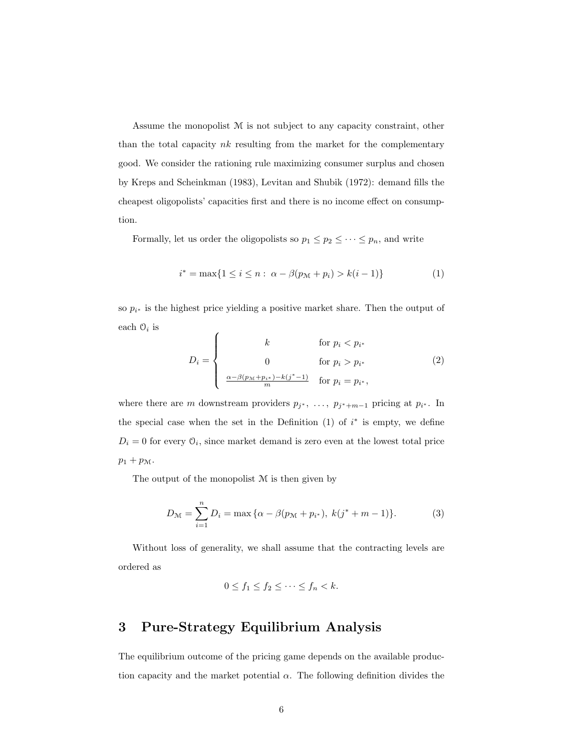Assume the monopolist $\mathcal{M}$ is not subject to any capacity constraint, other than the total capacity $nk$ resulting from the market for the complementary good. We consider the rationing rule maximizing consumer surplus and chosen by Kreps and Scheinkman (1983), Levitan and Shubik (1972): demand fills the cheapest oligopolists' capacities first and there is no income effect on consumption.

Formally, let us order the oligopolists so $p_1 \leq p_2 \leq \cdots \leq p_n$, and write

$$i^* = \max\{1 \leq i \leq n : \ \alpha - \beta(p_{\mathcal{M}} + p_i) > k(i-1)\} \tag{1}$$

so $p_{i^*}$ is the highest price yielding a positive market share. Then the output of each $\mathcal{O}_i$ is

$$D_i = \begin{cases} k & \text{for } p_i < p_{i^*} \\ 0 & \text{for } p_i > p_{i^*} \\ \frac{\alpha - \beta(p_{\mathcal{M}} + p_{i^*}) - k(j^*-1)}{m} & \text{for } p_i = p_{i^*}, \end{cases} \tag{2}$$

where there are $m$ downstream providers $p_{j^*}, \ \ldots, \ p_{j^*+m-1}$ pricing at $p_{i^*}$. In the special case when the set in the Definition (1) of $i^*$ is empty, we define $D_i = 0$ for every $\mathcal{O}_i$, since market demand is zero even at the lowest total price $p_1 + p_{\mathcal{M}}$.

The output of the monopolist $\mathcal{M}$ is then given by

$$D_{\mathcal{M}} = \sum_{i=1}^{n} D_i = \max\{\alpha - \beta(p_{\mathcal{M}} + p_{i^*}), \ k(j^* + m - 1)\}. \tag{3}$$

Without loss of generality, we shall assume that the contracting levels are ordered as

$$0 \leq f_1 \leq f_2 \leq \cdots \leq f_n < k.$$

## 3 Pure-Strategy Equilibrium Analysis

The equilibrium outcome of the pricing game depends on the available production capacity and the market potential $\alpha$. The following definition divides the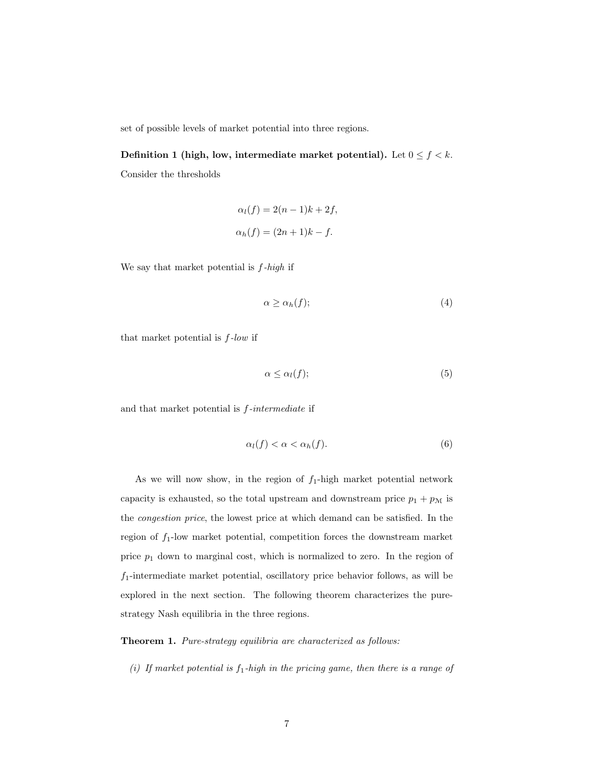set of possible levels of market potential into three regions.

**Definition 1 (high, low, intermediate market potential).** Let $0 \leq f < k$. Consider the thresholds

$$\alpha_l(f) = 2(n-1)k + 2f,$$

$$\alpha_h(f) = (2n+1)k - f.$$

We say that market potential is *$f$-high* if

$$\alpha \geq \alpha_h(f); \tag{4}$$

that market potential is *$f$-low* if

$$\alpha \leq \alpha_l(f); \tag{5}$$

and that market potential is *$f$-intermediate* if

$$\alpha_l(f) < \alpha < \alpha_h(f). \tag{6}$$

As we will now show, in the region of $f_1$-high market potential network capacity is exhausted, so the total upstream and downstream price $p_1 + p_{\mathcal{M}}$ is the *congestion price*, the lowest price at which demand can be satisfied. In the region of $f_1$-low market potential, competition forces the downstream market price $p_1$ down to marginal cost, which is normalized to zero. In the region of $f_1$-intermediate market potential, oscillatory price behavior follows, as will be explored in the next section. The following theorem characterizes the pure-strategy Nash equilibria in the three regions.

**Theorem 1.** *Pure-strategy equilibria are characterized as follows:*

*(i) If market potential is $f_1$-high in the pricing game, then there is a range of*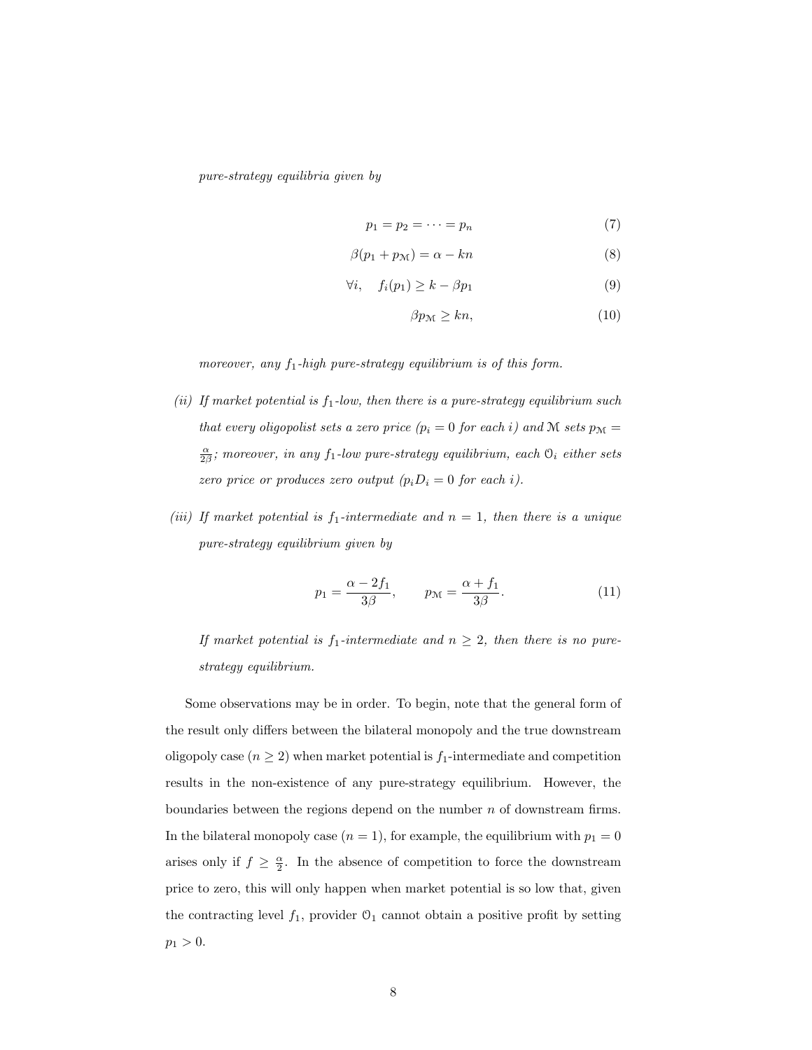*pure-strategy equilibria given by*

$$p_1 = p_2 = \cdots = p_n \tag{7}$$

$$\beta(p_1 + p_{\mathcal{M}}) = \alpha - kn \tag{8}$$

$$\forall i, \quad f_i(p_1) \geq k - \beta p_1 \tag{9}$$

$$\beta p_{\mathcal{M}} \geq kn, \tag{10}$$

*moreover, any $f_1$-high pure-strategy equilibrium is of this form.*

*(ii) If market potential is $f_1$-low, then there is a pure-strategy equilibrium such that every oligopolist sets a zero price ($p_i = 0$ for each $i$) and $\mathcal{M}$ sets $p_{\mathcal{M}} = \frac{\alpha}{2\beta}$; moreover, in any $f_1$-low pure-strategy equilibrium, each $\mathcal{O}_i$ either sets zero price or produces zero output ($p_i D_i = 0$ for each $i$).*

*(iii) If market potential is $f_1$-intermediate and $n = 1$, then there is a unique pure-strategy equilibrium given by*

$$p_1 = \frac{\alpha - 2f_1}{3\beta}, \qquad p_{\mathcal{M}} = \frac{\alpha + f_1}{3\beta}. \tag{11}$$

*If market potential is $f_1$-intermediate and $n \geq 2$, then there is no pure-strategy equilibrium.*

Some observations may be in order. To begin, note that the general form of the result only differs between the bilateral monopoly and the true downstream oligopoly case ($n \geq 2$) when market potential is $f_1$-intermediate and competition results in the non-existence of any pure-strategy equilibrium. However, the boundaries between the regions depend on the number $n$ of downstream firms. In the bilateral monopoly case ($n = 1$), for example, the equilibrium with $p_1 = 0$ arises only if $f \geq \frac{\alpha}{2}$. In the absence of competition to force the downstream price to zero, this will only happen when market potential is so low that, given the contracting level $f_1$, provider $\mathcal{O}_1$ cannot obtain a positive profit by setting $p_1 > 0$.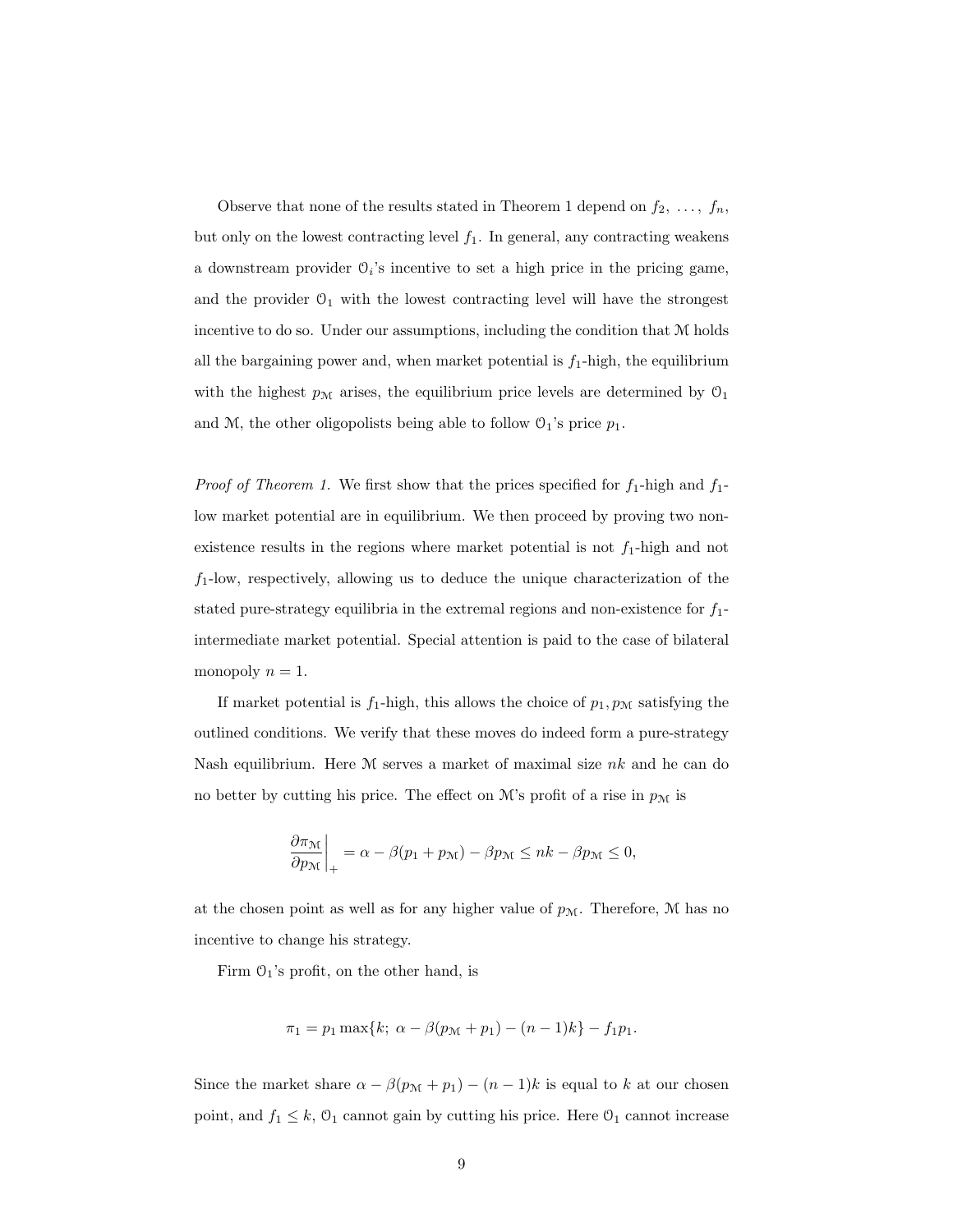Observe that none of the results stated in Theorem 1 depend on $f_2, \ldots, f_n$, but only on the lowest contracting level $f_1$. In general, any contracting weakens a downstream provider $\mathcal{O}_i$'s incentive to set a high price in the pricing game, and the provider $\mathcal{O}_1$ with the lowest contracting level will have the strongest incentive to do so. Under our assumptions, including the condition that $\mathcal{M}$ holds all the bargaining power and, when market potential is $f_1$-high, the equilibrium with the highest $p_{\mathcal{M}}$ arises, the equilibrium price levels are determined by $\mathcal{O}_1$ and $\mathcal{M}$, the other oligopolists being able to follow $\mathcal{O}_1$'s price $p_1$.

*Proof of Theorem 1.* We first show that the prices specified for $f_1$-high and $f_1$-low market potential are in equilibrium. We then proceed by proving two non-existence results in the regions where market potential is not $f_1$-high and not $f_1$-low, respectively, allowing us to deduce the unique characterization of the stated pure-strategy equilibria in the extremal regions and non-existence for $f_1$-intermediate market potential. Special attention is paid to the case of bilateral monopoly $n = 1$.

If market potential is $f_1$-high, this allows the choice of $p_1, p_{\mathcal{M}}$ satisfying the outlined conditions. We verify that these moves do indeed form a pure-strategy Nash equilibrium. Here $\mathcal{M}$ serves a market of maximal size $nk$ and he can do no better by cutting his price. The effect on $\mathcal{M}$'s profit of a rise in $p_{\mathcal{M}}$ is

$$\left.\frac{\partial \pi_{\mathcal{M}}}{\partial p_{\mathcal{M}}}\right|_{+} = \alpha - \beta(p_1 + p_{\mathcal{M}}) - \beta p_{\mathcal{M}} \leq nk - \beta p_{\mathcal{M}} \leq 0,$$

at the chosen point as well as for any higher value of $p_{\mathcal{M}}$. Therefore, $\mathcal{M}$ has no incentive to change his strategy.

Firm $\mathcal{O}_1$'s profit, on the other hand, is

$$\pi_1 = p_1 \max\{k;\ \alpha - \beta(p_{\mathcal{M}} + p_1) - (n-1)k\} - f_1 p_1.$$

Since the market share $\alpha - \beta(p_{\mathcal{M}} + p_1) - (n-1)k$ is equal to $k$ at our chosen point, and $f_1 \leq k$, $\mathcal{O}_1$ cannot gain by cutting his price. Here $\mathcal{O}_1$ cannot increase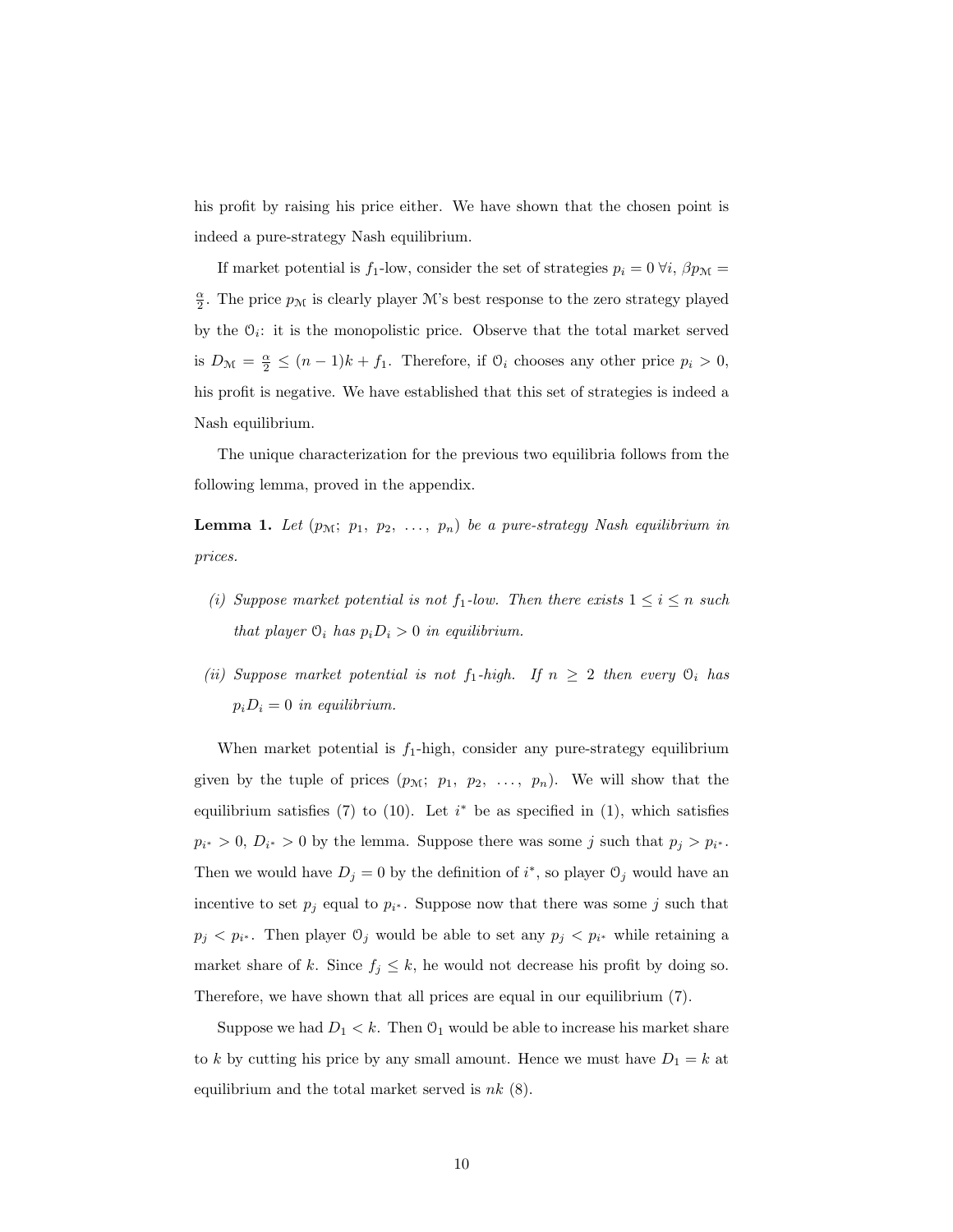his profit by raising his price either. We have shown that the chosen point is indeed a pure-strategy Nash equilibrium.

If market potential is $f_1$-low, consider the set of strategies $p_i = 0\ \forall i$, $\beta p_{\mathcal{M}} = \frac{\alpha}{2}$. The price $p_{\mathcal{M}}$ is clearly player $\mathcal{M}$'s best response to the zero strategy played by the $\mathcal{O}_i$: it is the monopolistic price. Observe that the total market served is $D_{\mathcal{M}} = \frac{\alpha}{2} \leq (n-1)k + f_1$. Therefore, if $\mathcal{O}_i$ chooses any other price $p_i > 0$, his profit is negative. We have established that this set of strategies is indeed a Nash equilibrium.

The unique characterization for the previous two equilibria follows from the following lemma, proved in the appendix.

**Lemma 1.** *Let $(p_{\mathcal{M}};\ p_1,\ p_2,\ \ldots,\ p_n)$ be a pure-strategy Nash equilibrium in prices.*

*(i) Suppose market potential is not $f_1$-low. Then there exists $1 \leq i \leq n$ such that player $\mathcal{O}_i$ has $p_i D_i > 0$ in equilibrium.*

*(ii) Suppose market potential is not $f_1$-high. If $n \geq 2$ then every $\mathcal{O}_i$ has $p_i D_i = 0$ in equilibrium.*

When market potential is $f_1$-high, consider any pure-strategy equilibrium given by the tuple of prices $(p_{\mathcal{M}};\ p_1,\ p_2,\ \ldots,\ p_n)$. We will show that the equilibrium satisfies (7) to (10). Let $i^*$ be as specified in (1), which satisfies $p_{i^*} > 0$, $D_{i^*} > 0$ by the lemma. Suppose there was some $j$ such that $p_j > p_{i^*}$. Then we would have $D_j = 0$ by the definition of $i^*$, so player $\mathcal{O}_j$ would have an incentive to set $p_j$ equal to $p_{i^*}$. Suppose now that there was some $j$ such that $p_j < p_{i^*}$. Then player $\mathcal{O}_j$ would be able to set any $p_j < p_{i^*}$ while retaining a market share of $k$. Since $f_j \leq k$, he would not decrease his profit by doing so. Therefore, we have shown that all prices are equal in our equilibrium (7).

Suppose we had $D_1 < k$. Then $\mathcal{O}_1$ would be able to increase his market share to $k$ by cutting his price by any small amount. Hence we must have $D_1 = k$ at equilibrium and the total market served is $nk$ (8).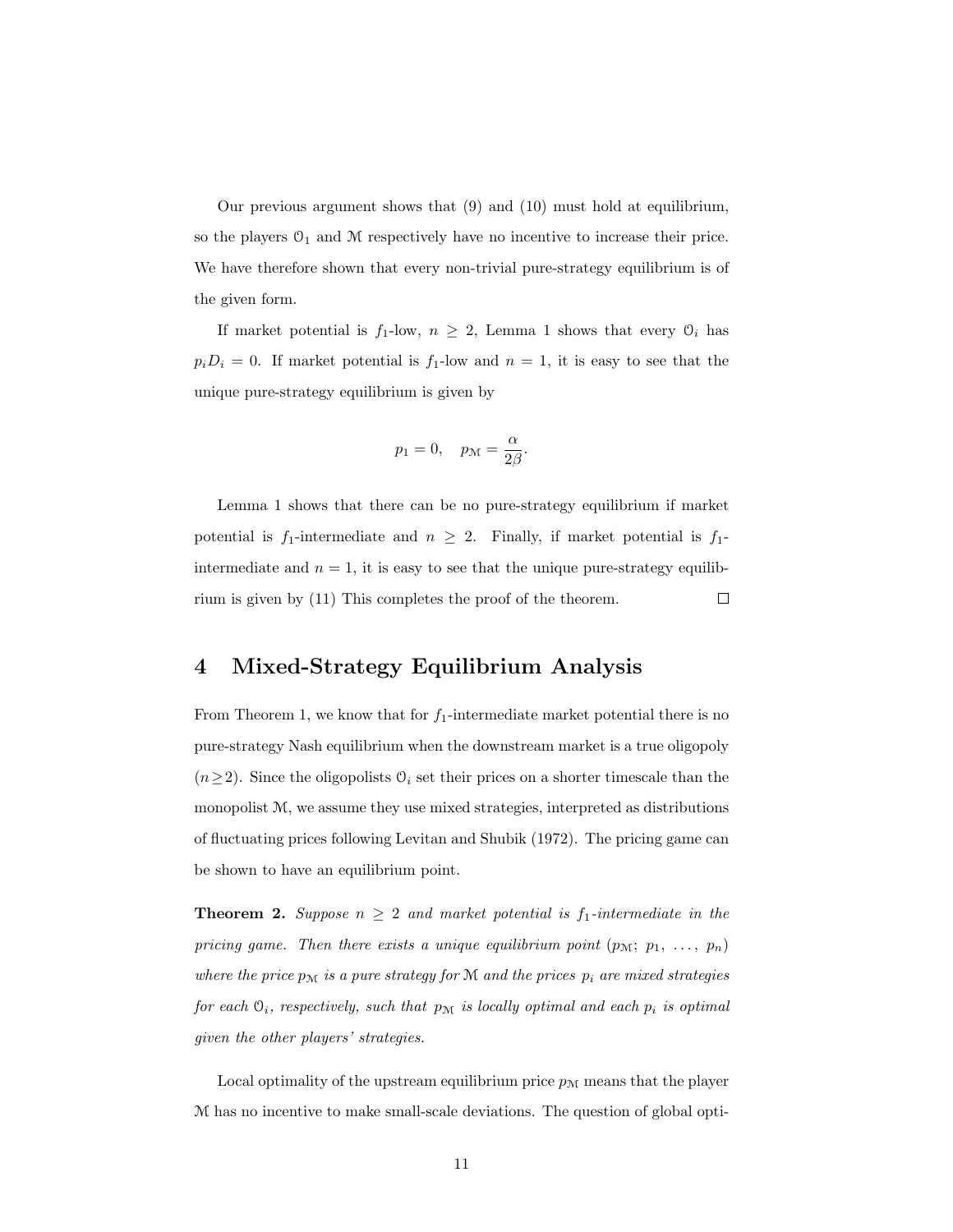Our previous argument shows that (9) and (10) must hold at equilibrium, so the players $\mathcal{O}_1$ and $\mathcal{M}$ respectively have no incentive to increase their price. We have therefore shown that every non-trivial pure-strategy equilibrium is of the given form.

If market potential is $f_1$-low, $n \geq 2$, Lemma 1 shows that every $\mathcal{O}_i$ has $p_i D_i = 0$. If market potential is $f_1$-low and $n = 1$, it is easy to see that the unique pure-strategy equilibrium is given by

$$p_1 = 0, \quad p_{\mathcal{M}} = \frac{\alpha}{2\beta}.$$

Lemma 1 shows that there can be no pure-strategy equilibrium if market potential is $f_1$-intermediate and $n \geq 2$. Finally, if market potential is $f_1$-intermediate and $n = 1$, it is easy to see that the unique pure-strategy equilibrium is given by (11) This completes the proof of the theorem. □

## 4 Mixed-Strategy Equilibrium Analysis

From Theorem 1, we know that for $f_1$-intermediate market potential there is no pure-strategy Nash equilibrium when the downstream market is a true oligopoly ($n \geq 2$). Since the oligopolists $\mathcal{O}_i$ set their prices on a shorter timescale than the monopolist $\mathcal{M}$, we assume they use mixed strategies, interpreted as distributions of fluctuating prices following Levitan and Shubik (1972). The pricing game can be shown to have an equilibrium point.

**Theorem 2.** *Suppose $n \geq 2$ and market potential is $f_1$-intermediate in the pricing game. Then there exists a unique equilibrium point ($p_{\mathcal{M}}$; $p_1$, $\ldots$, $p_n$) where the price $p_{\mathcal{M}}$ is a pure strategy for $\mathcal{M}$ and the prices $p_i$ are mixed strategies for each $\mathcal{O}_i$, respectively, such that $p_{\mathcal{M}}$ is locally optimal and each $p_i$ is optimal given the other players' strategies.*

Local optimality of the upstream equilibrium price $p_{\mathcal{M}}$ means that the player $\mathcal{M}$ has no incentive to make small-scale deviations. The question of global opti-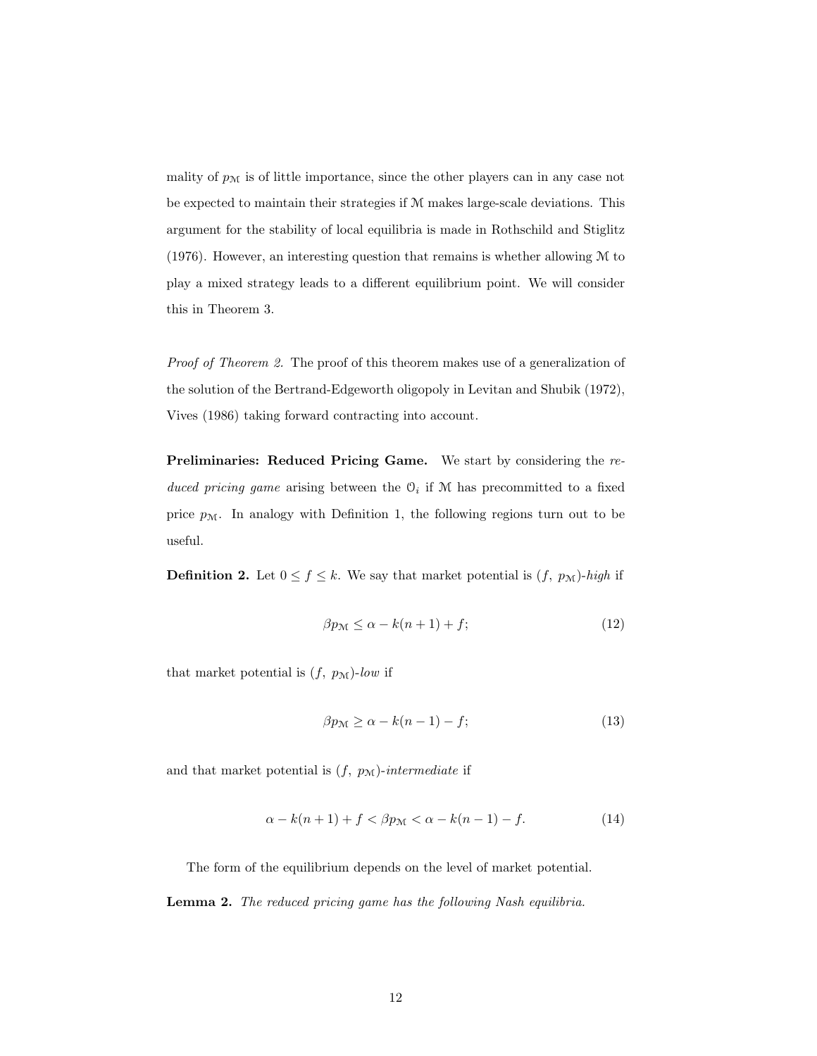mality of $p_{\mathcal{M}}$ is of little importance, since the other players can in any case not be expected to maintain their strategies if $\mathcal{M}$ makes large-scale deviations. This argument for the stability of local equilibria is made in Rothschild and Stiglitz (1976). However, an interesting question that remains is whether allowing $\mathcal{M}$ to play a mixed strategy leads to a different equilibrium point. We will consider this in Theorem 3.

*Proof of Theorem 2.* The proof of this theorem makes use of a generalization of the solution of the Bertrand-Edgeworth oligopoly in Levitan and Shubik (1972), Vives (1986) taking forward contracting into account.

**Preliminaries: Reduced Pricing Game.** We start by considering the *reduced pricing game* arising between the $\mathcal{O}_i$ if $\mathcal{M}$ has precommitted to a fixed price $p_{\mathcal{M}}$. In analogy with Definition 1, the following regions turn out to be useful.

**Definition 2.** Let $0 \leq f \leq k$. We say that market potential is $(f,\ p_{\mathcal{M}})$-*high* if

$$\beta p_{\mathcal{M}} \leq \alpha - k(n+1) + f; \tag{12}$$

that market potential is $(f,\ p_{\mathcal{M}})$-*low* if

$$\beta p_{\mathcal{M}} \geq \alpha - k(n-1) - f; \tag{13}$$

and that market potential is $(f,\ p_{\mathcal{M}})$-*intermediate* if

$$\alpha - k(n+1) + f < \beta p_{\mathcal{M}} < \alpha - k(n-1) - f. \tag{14}$$

The form of the equilibrium depends on the level of market potential.

**Lemma 2.** *The reduced pricing game has the following Nash equilibria.*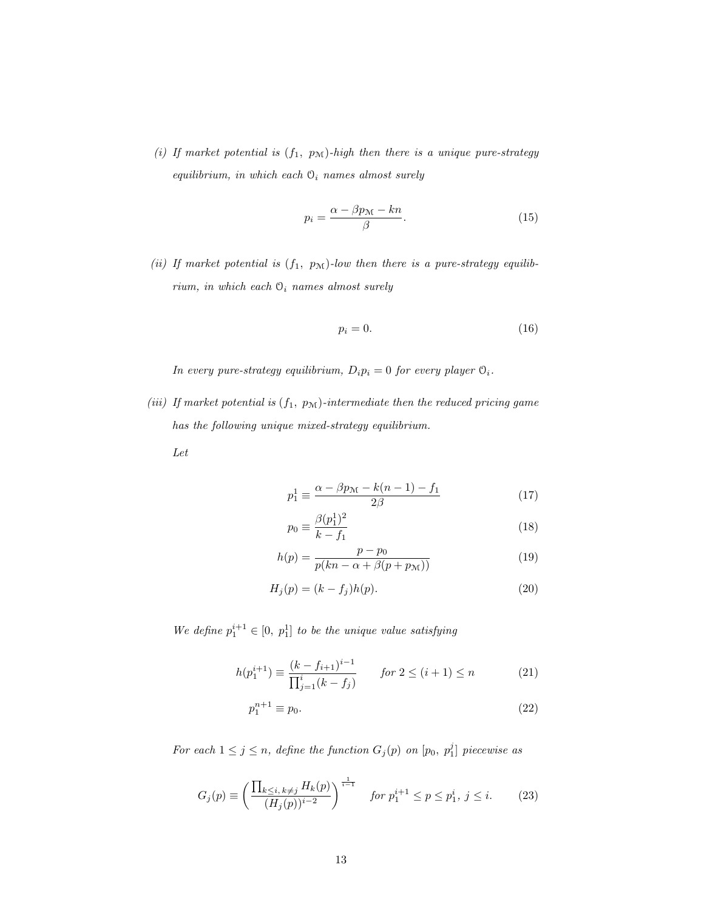*(i) If market potential is $(f_1,\ p_{\mathcal{M}})$-high then there is a unique pure-strategy equilibrium, in which each $\mathcal{O}_i$ names almost surely*

$$p_i = \frac{\alpha - \beta p_{\mathcal{M}} - kn}{\beta}. \tag{15}$$

*(ii) If market potential is $(f_1,\ p_{\mathcal{M}})$-low then there is a pure-strategy equilibrium, in which each $\mathcal{O}_i$ names almost surely*

$$p_i = 0. \tag{16}$$

*In every pure-strategy equilibrium, $D_i p_i = 0$ for every player $\mathcal{O}_i$.*

*(iii) If market potential is $(f_1,\ p_{\mathcal{M}})$-intermediate then the reduced pricing game has the following unique mixed-strategy equilibrium.*

*Let*

$$p_1^1 \equiv \frac{\alpha - \beta p_{\mathcal{M}} - k(n-1) - f_1}{2\beta} \tag{17}$$

$$p_0 \equiv \frac{\beta (p_1^1)^2}{k - f_1} \tag{18}$$

$$h(p) = \frac{p - p_0}{p(kn - \alpha + \beta(p + p_{\mathcal{M}}))} \tag{19}$$

$$H_j(p) = (k - f_j)h(p). \tag{20}$$

*We define $p_1^{i+1} \in [0,\ p_1^1]$ to be the unique value satisfying*

$$h(p_1^{i+1}) \equiv \frac{(k - f_{i+1})^{i-1}}{\prod_{j=1}^{i}(k - f_j)} \qquad \text{for } 2 \leq (i+1) \leq n \tag{21}$$

$$p_1^{n+1} \equiv p_0. \tag{22}$$

*For each $1 \leq j \leq n$, define the function $G_j(p)$ on $[p_0,\ p_1^j]$ piecewise as*

$$G_j(p) \equiv \left( \frac{\prod_{k \leq i,\, k \neq j} H_k(p)}{(H_j(p))^{i-2}} \right)^{\frac{1}{i-1}} \qquad \text{for } p_1^{i+1} \leq p \leq p_1^i,\ j \leq i. \tag{23}$$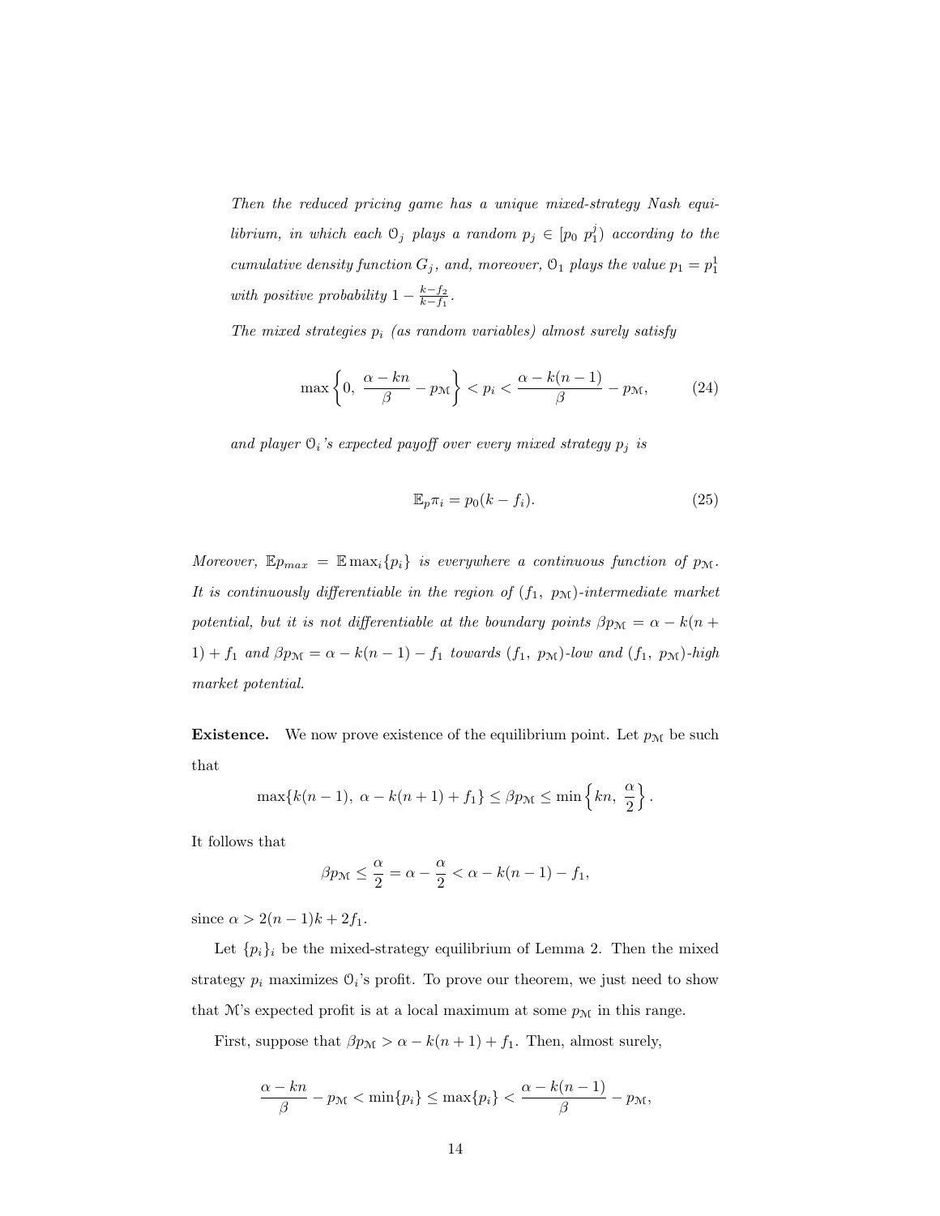*Then the reduced pricing game has a unique mixed-strategy Nash equilibrium, in which each $\mathcal{O}_j$ plays a random $p_j \in [p_0\ p_1^j)$ according to the cumulative density function $G_j$, and, moreover, $\mathcal{O}_1$ plays the value $p_1 = p_1^1$ with positive probability $1 - \frac{k-f_2}{k-f_1}$.*

*The mixed strategies $p_i$ (as random variables) almost surely satisfy*

$$\max\left\{0,\ \frac{\alpha - kn}{\beta} - p_{\mathcal{M}}\right\} < p_i < \frac{\alpha - k(n-1)}{\beta} - p_{\mathcal{M}}, \tag{24}$$

*and player $\mathcal{O}_i$'s expected payoff over every mixed strategy $p_j$ is*

$$\mathbb{E}_p \pi_i = p_0(k - f_i). \tag{25}$$

*Moreover, $\mathbb{E}p_{max} = \mathbb{E}\max_i\{p_i\}$ is everywhere a continuous function of $p_{\mathcal{M}}$. It is continuously differentiable in the region of $(f_1,\ p_{\mathcal{M}})$-intermediate market potential, but it is not differentiable at the boundary points $\beta p_{\mathcal{M}} = \alpha - k(n+1) + f_1$ and $\beta p_{\mathcal{M}} = \alpha - k(n-1) - f_1$ towards $(f_1,\ p_{\mathcal{M}})$-low and $(f_1,\ p_{\mathcal{M}})$-high market potential.*

**Existence.** We now prove existence of the equilibrium point. Let $p_{\mathcal{M}}$ be such that

$$\max\{k(n-1),\ \alpha - k(n+1) + f_1\} \le \beta p_{\mathcal{M}} \le \min\left\{kn,\ \frac{\alpha}{2}\right\}.$$

It follows that

$$\beta p_{\mathcal{M}} \le \frac{\alpha}{2} = \alpha - \frac{\alpha}{2} < \alpha - k(n-1) - f_1,$$

since $\alpha > 2(n-1)k + 2f_1$.

Let $\{p_i\}_i$ be the mixed-strategy equilibrium of Lemma 2. Then the mixed strategy $p_i$ maximizes $\mathcal{O}_i$'s profit. To prove our theorem, we just need to show that $\mathcal{M}$'s expected profit is at a local maximum at some $p_{\mathcal{M}}$ in this range.

First, suppose that $\beta p_{\mathcal{M}} > \alpha - k(n+1) + f_1$. Then, almost surely,

$$\frac{\alpha - kn}{\beta} - p_{\mathcal{M}} < \min\{p_i\} \le \max\{p_i\} < \frac{\alpha - k(n-1)}{\beta} - p_{\mathcal{M}},$$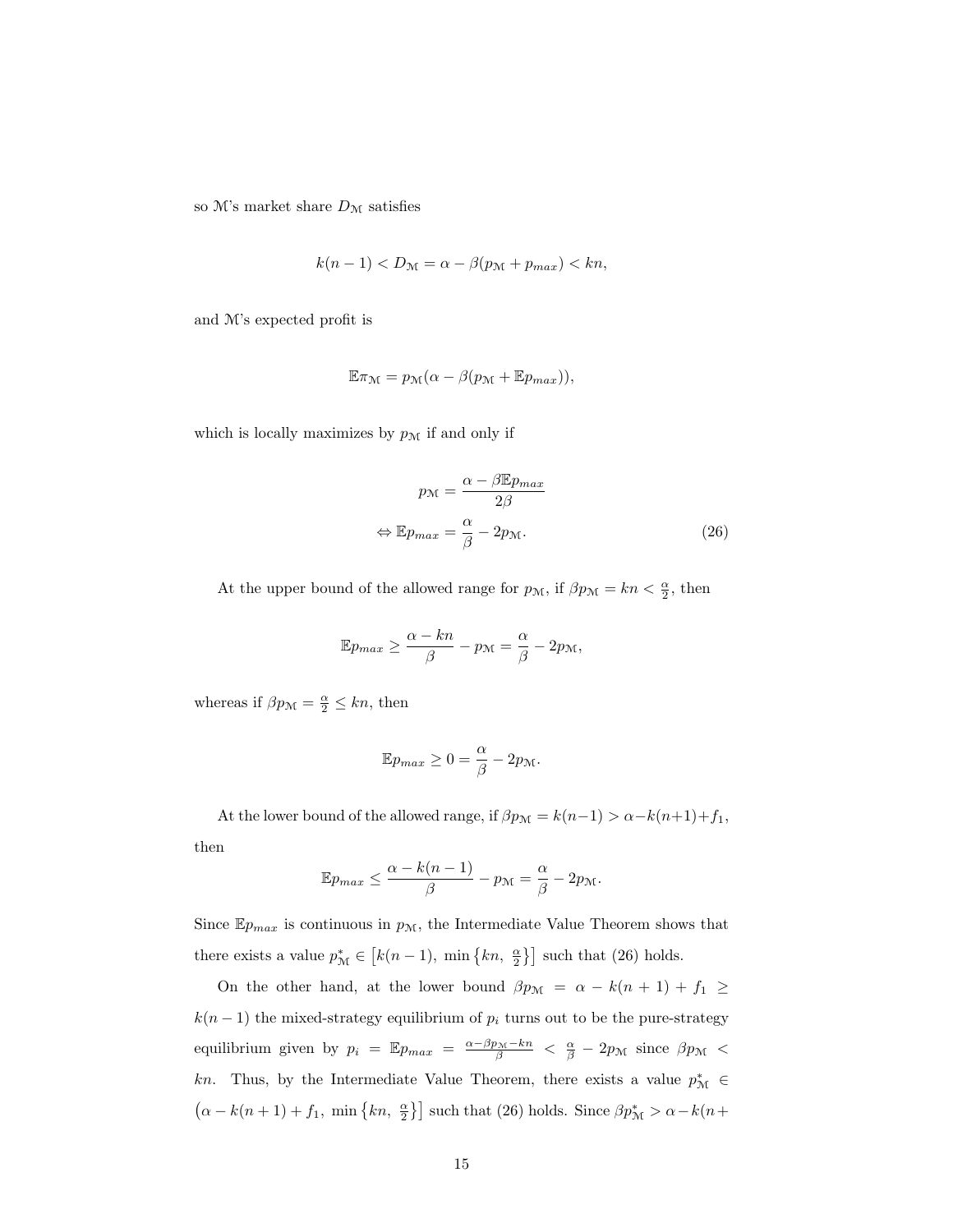so $\mathcal{M}$'s market share $D_{\mathcal{M}}$ satisfies

$$k(n-1) < D_{\mathcal{M}} = \alpha - \beta(p_{\mathcal{M}} + p_{max}) < kn,$$

and $\mathcal{M}$'s expected profit is

$$\mathbb{E}\pi_{\mathcal{M}} = p_{\mathcal{M}}(\alpha - \beta(p_{\mathcal{M}} + \mathbb{E}p_{max})),$$

which is locally maximizes by $p_{\mathcal{M}}$ if and only if

$$\begin{aligned} p_{\mathcal{M}} &= \frac{\alpha - \beta\mathbb{E}p_{max}}{2\beta} \\ \Leftrightarrow \mathbb{E}p_{max} &= \frac{\alpha}{\beta} - 2p_{\mathcal{M}}. \end{aligned} \tag{26}$$

At the upper bound of the allowed range for $p_{\mathcal{M}}$, if $\beta p_{\mathcal{M}} = kn < \frac{\alpha}{2}$, then

$$\mathbb{E}p_{max} \geq \frac{\alpha - kn}{\beta} - p_{\mathcal{M}} = \frac{\alpha}{\beta} - 2p_{\mathcal{M}},$$

whereas if $\beta p_{\mathcal{M}} = \frac{\alpha}{2} \leq kn$, then

$$\mathbb{E}p_{max} \geq 0 = \frac{\alpha}{\beta} - 2p_{\mathcal{M}}.$$

At the lower bound of the allowed range, if $\beta p_{\mathcal{M}} = k(n-1) > \alpha - k(n+1) + f_1$, then

$$\mathbb{E}p_{max} \leq \frac{\alpha - k(n-1)}{\beta} - p_{\mathcal{M}} = \frac{\alpha}{\beta} - 2p_{\mathcal{M}}.$$

Since $\mathbb{E}p_{max}$ is continuous in $p_{\mathcal{M}}$, the Intermediate Value Theorem shows that there exists a value $p^*_{\mathcal{M}} \in \left[k(n-1),\ \min\left\{kn,\ \frac{\alpha}{2}\right\}\right]$ such that (26) holds.

On the other hand, at the lower bound $\beta p_{\mathcal{M}} = \alpha - k(n+1) + f_1 \geq k(n-1)$ the mixed-strategy equilibrium of $p_i$ turns out to be the pure-strategy equilibrium given by $p_i = \mathbb{E}p_{max} = \frac{\alpha - \beta p_{\mathcal{M}} - kn}{\beta} < \frac{\alpha}{\beta} - 2p_{\mathcal{M}}$ since $\beta p_{\mathcal{M}} < kn$. Thus, by the Intermediate Value Theorem, there exists a value $p^*_{\mathcal{M}} \in \left(\alpha - k(n+1) + f_1,\ \min\left\{kn,\ \frac{\alpha}{2}\right\}\right]$ such that (26) holds. Since $\beta p^*_{\mathcal{M}} > \alpha - k(n+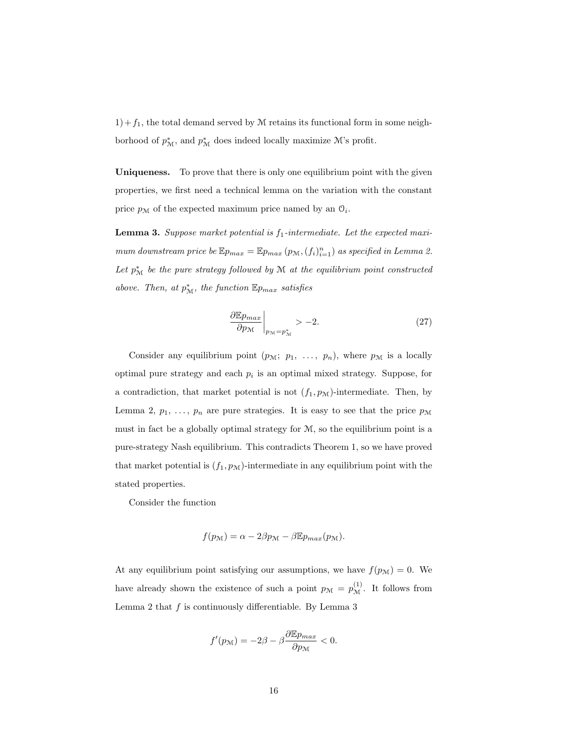$1) + f_1$, the total demand served by $\mathcal{M}$ retains its functional form in some neighborhood of $p^*_{\mathcal{M}}$, and $p^*_{\mathcal{M}}$ does indeed locally maximize $\mathcal{M}$'s profit.

**Uniqueness.** To prove that there is only one equilibrium point with the given properties, we first need a technical lemma on the variation with the constant price $p_{\mathcal{M}}$ of the expected maximum price named by an $\mathcal{O}_i$.

**Lemma 3.** *Suppose market potential is $f_1$-intermediate. Let the expected maximum downstream price be $\mathbb{E}p_{max} = \mathbb{E}p_{max}\left(p_{\mathcal{M}}, (f_i)_{i=1}^n\right)$ as specified in Lemma 2. Let $p^*_{\mathcal{M}}$ be the pure strategy followed by $\mathcal{M}$ at the equilibrium point constructed above. Then, at $p^*_{\mathcal{M}}$, the function $\mathbb{E}p_{max}$ satisfies*

$$\left.\frac{\partial \mathbb{E}p_{max}}{\partial p_{\mathcal{M}}}\right|_{p_{\mathcal{M}}=p^*_{\mathcal{M}}} > -2. \tag{27}$$

Consider any equilibrium point $(p_{\mathcal{M}};\ p_1,\ \ldots,\ p_n)$, where $p_{\mathcal{M}}$ is a locally optimal pure strategy and each $p_i$ is an optimal mixed strategy. Suppose, for a contradiction, that market potential is not $(f_1, p_{\mathcal{M}})$-intermediate. Then, by Lemma 2, $p_1,\ \ldots,\ p_n$ are pure strategies. It is easy to see that the price $p_{\mathcal{M}}$ must in fact be a globally optimal strategy for $\mathcal{M}$, so the equilibrium point is a pure-strategy Nash equilibrium. This contradicts Theorem 1, so we have proved that market potential is $(f_1, p_{\mathcal{M}})$-intermediate in any equilibrium point with the stated properties.

Consider the function

$$f(p_{\mathcal{M}}) = \alpha - 2\beta p_{\mathcal{M}} - \beta \mathbb{E}p_{max}(p_{\mathcal{M}}).$$

At any equilibrium point satisfying our assumptions, we have $f(p_{\mathcal{M}}) = 0$. We have already shown the existence of such a point $p_{\mathcal{M}} = p^{(1)}_{\mathcal{M}}$. It follows from Lemma 2 that $f$ is continuously differentiable. By Lemma 3

$$f'(p_{\mathcal{M}}) = -2\beta - \beta \frac{\partial \mathbb{E}p_{max}}{\partial p_{\mathcal{M}}} < 0.$$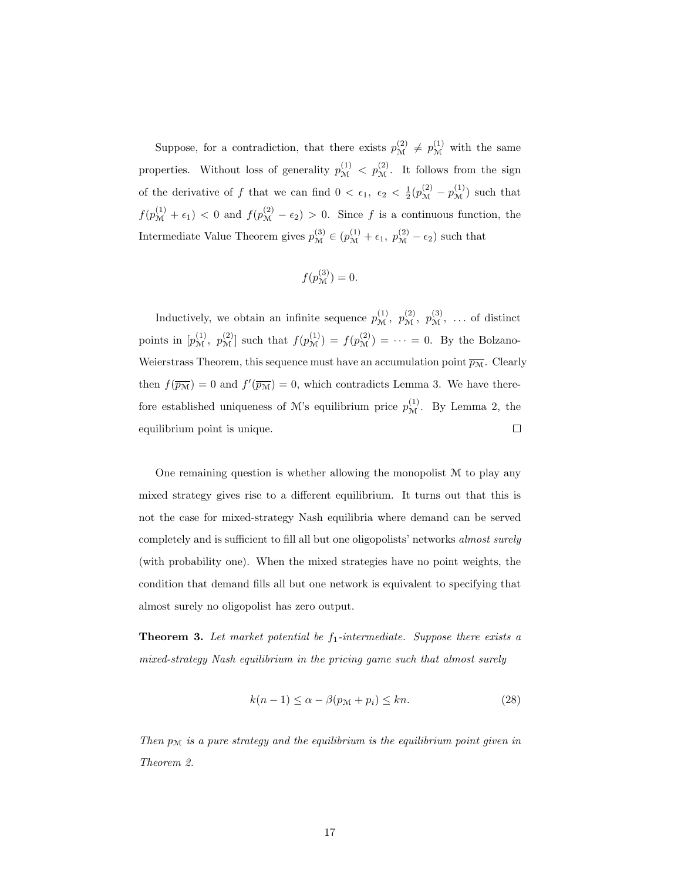Suppose, for a contradiction, that there exists $p_{\mathcal{M}}^{(2)} \neq p_{\mathcal{M}}^{(1)}$ with the same properties. Without loss of generality $p_{\mathcal{M}}^{(1)} < p_{\mathcal{M}}^{(2)}$. It follows from the sign of the derivative of $f$ that we can find $0 < \epsilon_1,\ \epsilon_2 < \frac{1}{2}(p_{\mathcal{M}}^{(2)} - p_{\mathcal{M}}^{(1)})$ such that $f(p_{\mathcal{M}}^{(1)} + \epsilon_1) < 0$ and $f(p_{\mathcal{M}}^{(2)} - \epsilon_2) > 0$. Since $f$ is a continuous function, the Intermediate Value Theorem gives $p_{\mathcal{M}}^{(3)} \in (p_{\mathcal{M}}^{(1)} + \epsilon_1,\ p_{\mathcal{M}}^{(2)} - \epsilon_2)$ such that

$$f(p_{\mathcal{M}}^{(3)}) = 0.$$

Inductively, we obtain an infinite sequence $p_{\mathcal{M}}^{(1)},\ p_{\mathcal{M}}^{(2)},\ p_{\mathcal{M}}^{(3)},\ \ldots$ of distinct points in $[p_{\mathcal{M}}^{(1)},\ p_{\mathcal{M}}^{(2)}]$ such that $f(p_{\mathcal{M}}^{(1)}) = f(p_{\mathcal{M}}^{(2)}) = \cdots = 0$. By the Bolzano-Weierstrass Theorem, this sequence must have an accumulation point $\overline{p_{\mathcal{M}}}$. Clearly then $f(\overline{p_{\mathcal{M}}}) = 0$ and $f'(\overline{p_{\mathcal{M}}}) = 0$, which contradicts Lemma 3. We have therefore established uniqueness of $\mathcal{M}$'s equilibrium price $p_{\mathcal{M}}^{(1)}$. By Lemma 2, the equilibrium point is unique. □

One remaining question is whether allowing the monopolist $\mathcal{M}$ to play any mixed strategy gives rise to a different equilibrium. It turns out that this is not the case for mixed-strategy Nash equilibria where demand can be served completely and is sufficient to fill all but one oligopolists' networks *almost surely* (with probability one). When the mixed strategies have no point weights, the condition that demand fills all but one network is equivalent to specifying that almost surely no oligopolist has zero output.

**Theorem 3.** *Let market potential be $f_1$-intermediate. Suppose there exists a mixed-strategy Nash equilibrium in the pricing game such that almost surely*

$$k(n-1) \leq \alpha - \beta(p_{\mathcal{M}} + p_i) \leq kn. \tag{28}$$

*Then $p_{\mathcal{M}}$ is a pure strategy and the equilibrium is the equilibrium point given in Theorem 2.*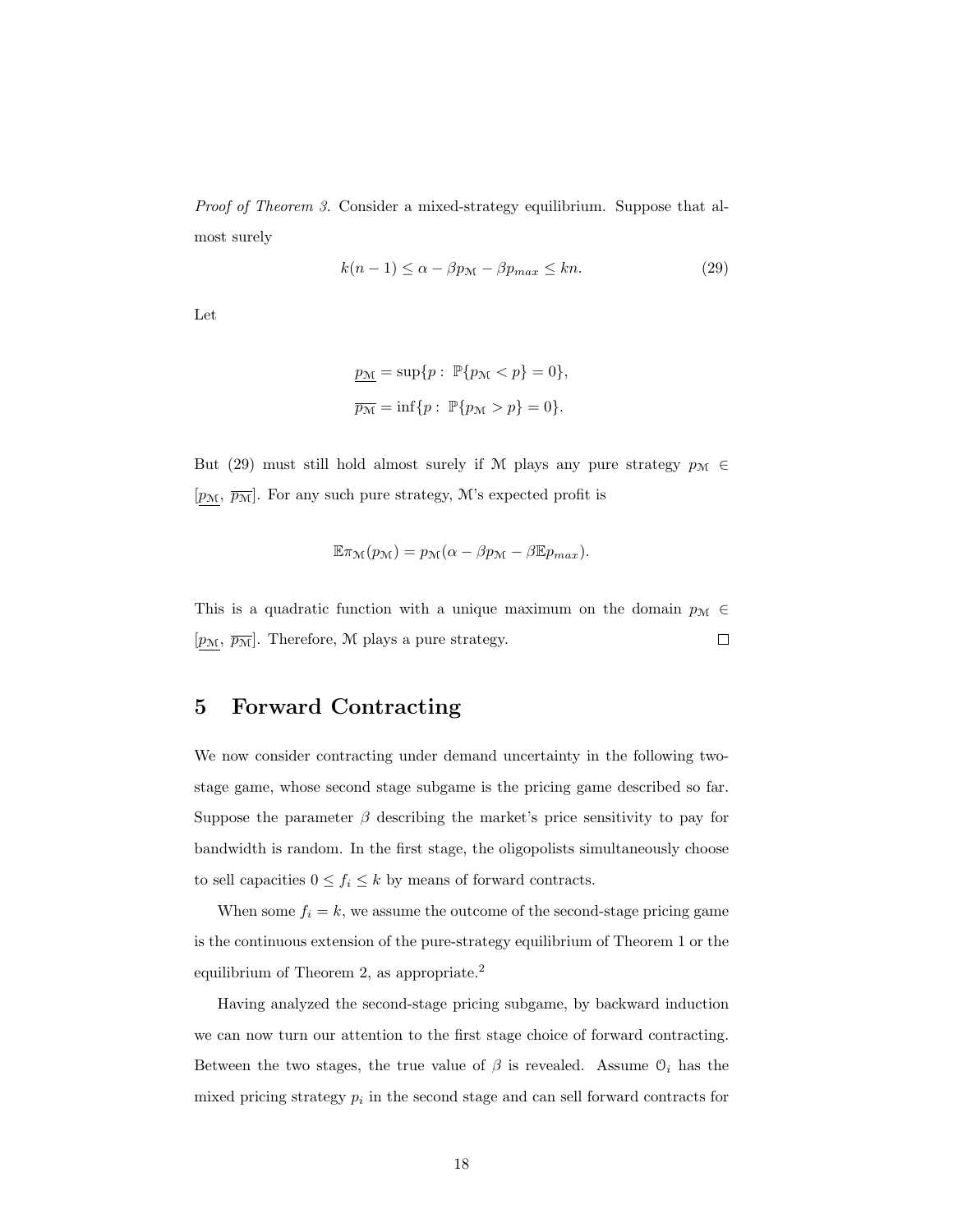*Proof of Theorem 3.* Consider a mixed-strategy equilibrium. Suppose that almost surely

$$k(n-1) \leq \alpha - \beta p_{\mathcal{M}} - \beta p_{max} \leq kn. \tag{29}$$

Let

$$\underline{p_{\mathcal{M}}} = \sup\{p : \mathbb{P}\{p_{\mathcal{M}} < p\} = 0\},$$

$$\overline{p_{\mathcal{M}}} = \inf\{p : \mathbb{P}\{p_{\mathcal{M}} > p\} = 0\}.$$

But (29) must still hold almost surely if $\mathcal{M}$ plays any pure strategy $p_{\mathcal{M}} \in [\underline{p_{\mathcal{M}}}, \overline{p_{\mathcal{M}}}]$. For any such pure strategy, $\mathcal{M}$'s expected profit is

$$\mathbb{E}\pi_{\mathcal{M}}(p_{\mathcal{M}}) = p_{\mathcal{M}}(\alpha - \beta p_{\mathcal{M}} - \beta \mathbb{E} p_{max}).$$

This is a quadratic function with a unique maximum on the domain $p_{\mathcal{M}} \in [\underline{p_{\mathcal{M}}}, \overline{p_{\mathcal{M}}}]$. Therefore, $\mathcal{M}$ plays a pure strategy. □

## 5 Forward Contracting

We now consider contracting under demand uncertainty in the following two-stage game, whose second stage subgame is the pricing game described so far. Suppose the parameter $\beta$ describing the market's price sensitivity to pay for bandwidth is random. In the first stage, the oligopolists simultaneously choose to sell capacities $0 \leq f_i \leq k$ by means of forward contracts.

When some $f_i = k$, we assume the outcome of the second-stage pricing game is the continuous extension of the pure-strategy equilibrium of Theorem 1 or the equilibrium of Theorem 2, as appropriate.[2]

Having analyzed the second-stage pricing subgame, by backward induction we can now turn our attention to the first stage choice of forward contracting. Between the two stages, the true value of $\beta$ is revealed. Assume $\mathcal{O}_i$ has the mixed pricing strategy $p_i$ in the second stage and can sell forward contracts for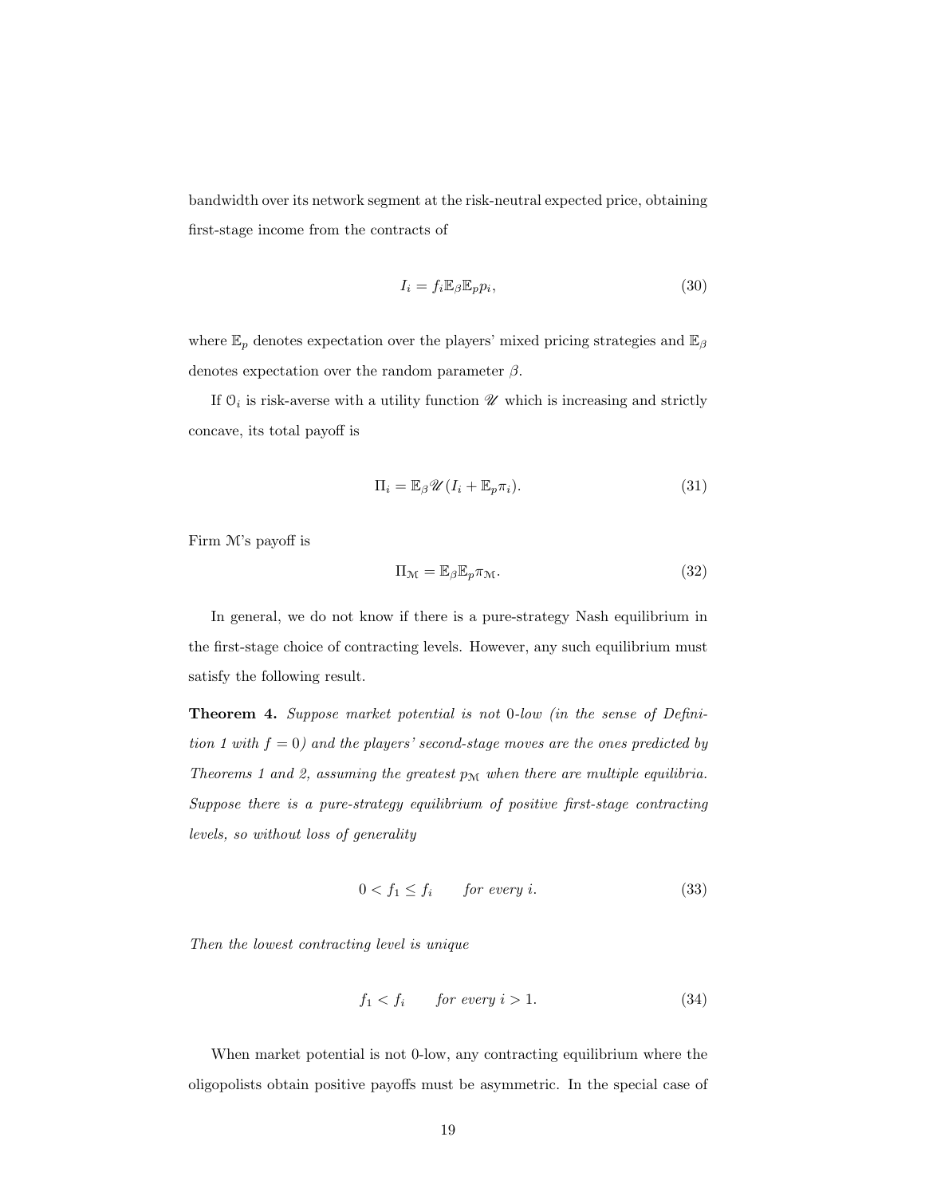bandwidth over its network segment at the risk-neutral expected price, obtaining first-stage income from the contracts of

$$I_i = f_i \mathbb{E}_\beta \mathbb{E}_p p_i, \tag{30}$$

where $\mathbb{E}_p$ denotes expectation over the players' mixed pricing strategies and $\mathbb{E}_\beta$ denotes expectation over the random parameter $\beta$.

If $\mathcal{O}_i$ is risk-averse with a utility function $\mathscr{U}$ which is increasing and strictly concave, its total payoff is

$$\Pi_i = \mathbb{E}_\beta \mathscr{U}(I_i + \mathbb{E}_p \pi_i). \tag{31}$$

Firm $\mathcal{M}$'s payoff is

$$\Pi_\mathcal{M} = \mathbb{E}_\beta \mathbb{E}_p \pi_\mathcal{M}. \tag{32}$$

In general, we do not know if there is a pure-strategy Nash equilibrium in the first-stage choice of contracting levels. However, any such equilibrium must satisfy the following result.

**Theorem 4.** *Suppose market potential is not 0-low (in the sense of Definition 1 with $f = 0$) and the players' second-stage moves are the ones predicted by Theorems 1 and 2, assuming the greatest $p_\mathcal{M}$ when there are multiple equilibria. Suppose there is a pure-strategy equilibrium of positive first-stage contracting levels, so without loss of generality*

$$0 < f_1 \leq f_i \qquad \textit{for every } i. \tag{33}$$

*Then the lowest contracting level is unique*

$$f_1 < f_i \qquad \textit{for every } i > 1. \tag{34}$$

When market potential is not 0-low, any contracting equilibrium where the oligopolists obtain positive payoffs must be asymmetric. In the special case of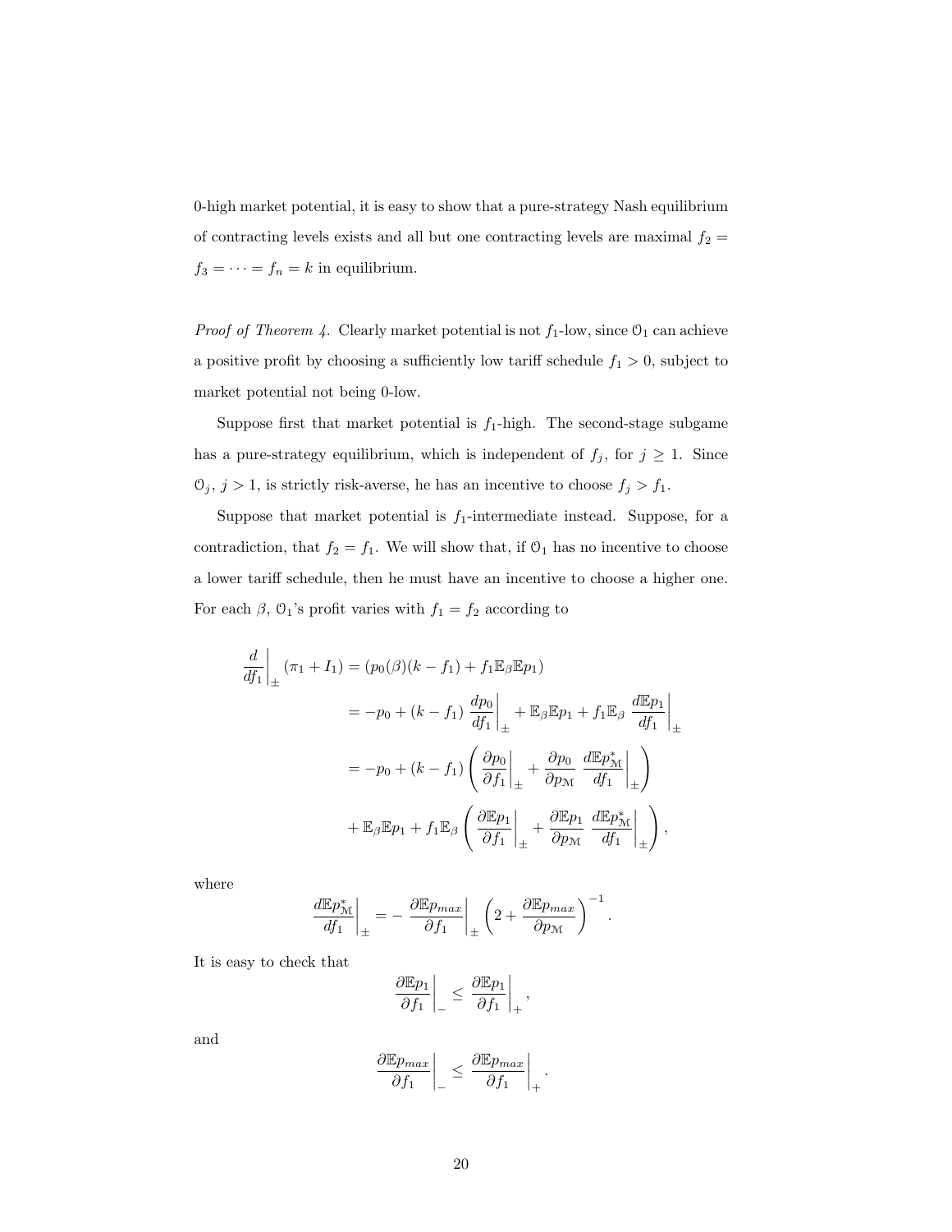0-high market potential, it is easy to show that a pure-strategy Nash equilibrium of contracting levels exists and all but one contracting levels are maximal $f_2 = f_3 = \cdots = f_n = k$ in equilibrium.

*Proof of Theorem 4.* Clearly market potential is not $f_1$-low, since $\mathcal{O}_1$ can achieve a positive profit by choosing a sufficiently low tariff schedule $f_1 > 0$, subject to market potential not being 0-low.

Suppose first that market potential is $f_1$-high. The second-stage subgame has a pure-strategy equilibrium, which is independent of $f_j$, for $j \geq 1$. Since $\mathcal{O}_j$, $j > 1$, is strictly risk-averse, he has an incentive to choose $f_j > f_1$.

Suppose that market potential is $f_1$-intermediate instead. Suppose, for a contradiction, that $f_2 = f_1$. We will show that, if $\mathcal{O}_1$ has no incentive to choose a lower tariff schedule, then he must have an incentive to choose a higher one. For each $\beta$, $\mathcal{O}_1$'s profit varies with $f_1 = f_2$ according to

$$
\begin{aligned}
\left.\frac{d}{df_1}\right|_{\pm} (\pi_1 + I_1) &= (p_0(\beta)(k - f_1) + f_1 \mathbb{E}_\beta \mathbb{E} p_1) \\
&= -p_0 + (k - f_1) \left.\frac{dp_0}{df_1}\right|_{\pm} + \mathbb{E}_\beta \mathbb{E} p_1 + f_1 \mathbb{E}_\beta \left.\frac{d\mathbb{E}p_1}{df_1}\right|_{\pm} \\
&= -p_0 + (k - f_1) \left( \left.\frac{\partial p_0}{\partial f_1}\right|_{\pm} + \frac{\partial p_0}{\partial p_{\mathcal{M}}} \left.\frac{d\mathbb{E}p^*_{\mathcal{M}}}{df_1}\right|_{\pm} \right) \\
&\quad + \mathbb{E}_\beta \mathbb{E} p_1 + f_1 \mathbb{E}_\beta \left( \left.\frac{\partial \mathbb{E}p_1}{\partial f_1}\right|_{\pm} + \frac{\partial \mathbb{E}p_1}{\partial p_{\mathcal{M}}} \left.\frac{d\mathbb{E}p^*_{\mathcal{M}}}{df_1}\right|_{\pm} \right),
\end{aligned}
$$

where

$$
\left.\frac{d\mathbb{E}p^*_{\mathcal{M}}}{df_1}\right|_{\pm} = - \left.\frac{\partial \mathbb{E}p_{max}}{\partial f_1}\right|_{\pm} \left( 2 + \frac{\partial \mathbb{E}p_{max}}{\partial p_{\mathcal{M}}} \right)^{-1}.
$$

It is easy to check that

$$
\left.\frac{\partial \mathbb{E}p_1}{\partial f_1}\right|_{-} \leq \left.\frac{\partial \mathbb{E}p_1}{\partial f_1}\right|_{+},
$$

and

$$
\left.\frac{\partial \mathbb{E}p_{max}}{\partial f_1}\right|_{-} \leq \left.\frac{\partial \mathbb{E}p_{max}}{\partial f_1}\right|_{+}.
$$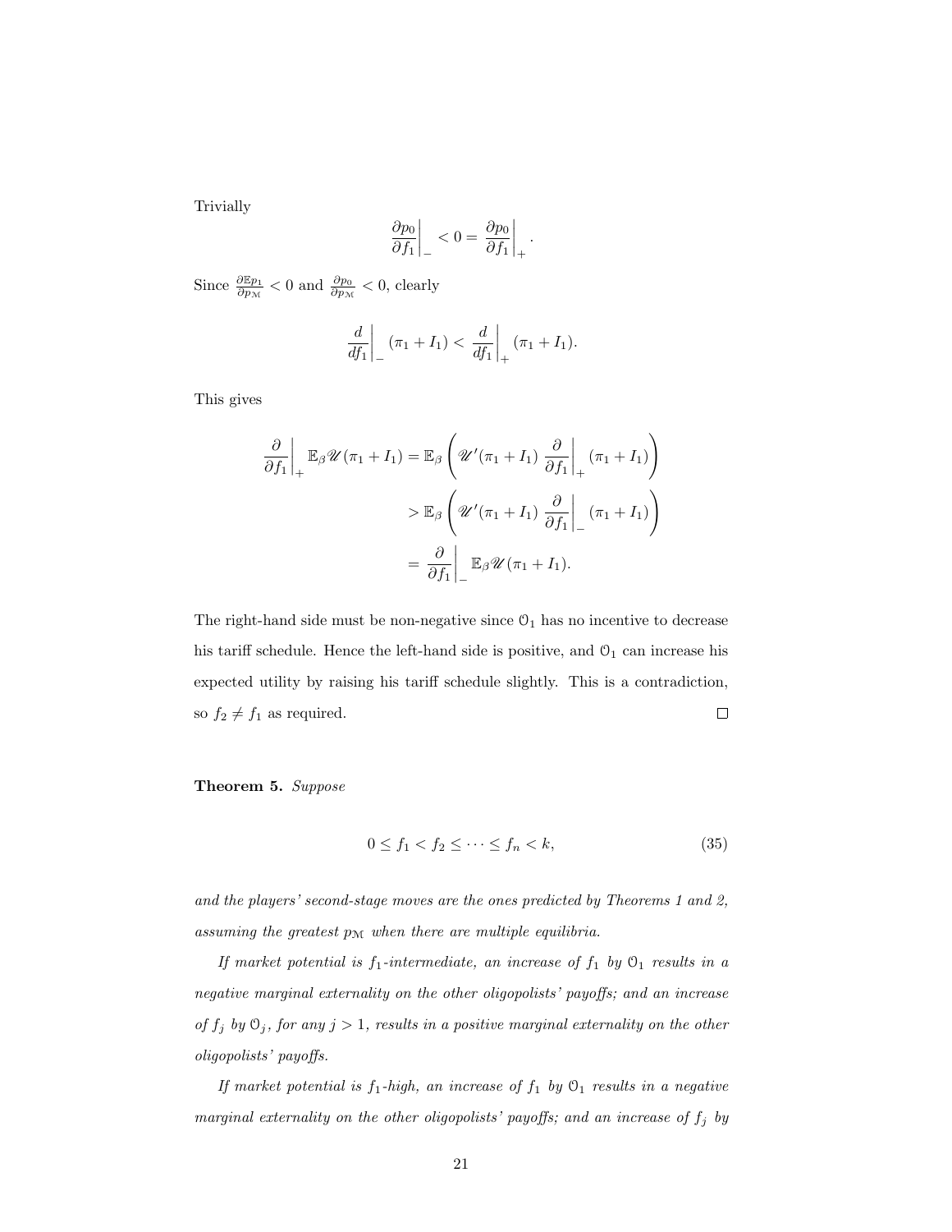Trivially

$$\left.\frac{\partial p_0}{\partial f_1}\right|_- < 0 = \left.\frac{\partial p_0}{\partial f_1}\right|_+ .$$

Since $\frac{\partial \mathbb{E} p_1}{\partial p_{\mathcal{M}}} < 0$ and $\frac{\partial p_0}{\partial p_{\mathcal{M}}} < 0$, clearly

$$\left.\frac{d}{df_1}\right|_- (\pi_1 + I_1) < \left.\frac{d}{df_1}\right|_+ (\pi_1 + I_1).$$

This gives

$$\begin{aligned}
\left.\frac{\partial}{\partial f_1}\right|_+ \mathbb{E}_\beta \mathscr{U}(\pi_1 + I_1) &= \mathbb{E}_\beta \left( \mathscr{U}'(\pi_1 + I_1) \left.\frac{\partial}{\partial f_1}\right|_+ (\pi_1 + I_1) \right) \\
&> \mathbb{E}_\beta \left( \mathscr{U}'(\pi_1 + I_1) \left.\frac{\partial}{\partial f_1}\right|_- (\pi_1 + I_1) \right) \\
&= \left.\frac{\partial}{\partial f_1}\right|_- \mathbb{E}_\beta \mathscr{U}(\pi_1 + I_1).
\end{aligned}$$

The right-hand side must be non-negative since $\mathcal{O}_1$ has no incentive to decrease his tariff schedule. Hence the left-hand side is positive, and $\mathcal{O}_1$ can increase his expected utility by raising his tariff schedule slightly. This is a contradiction, so $f_2 \neq f_1$ as required. $\square$

**Theorem 5.** *Suppose*

$$0 \leq f_1 < f_2 \leq \cdots \leq f_n < k, \tag{35}$$

*and the players' second-stage moves are the ones predicted by Theorems 1 and 2, assuming the greatest $p_{\mathcal{M}}$ when there are multiple equilibria.*

*If market potential is $f_1$-intermediate, an increase of $f_1$ by $\mathcal{O}_1$ results in a negative marginal externality on the other oligopolists' payoffs; and an increase of $f_j$ by $\mathcal{O}_j$, for any $j > 1$, results in a positive marginal externality on the other oligopolists' payoffs.*

*If market potential is $f_1$-high, an increase of $f_1$ by $\mathcal{O}_1$ results in a negative marginal externality on the other oligopolists' payoffs; and an increase of $f_j$ by*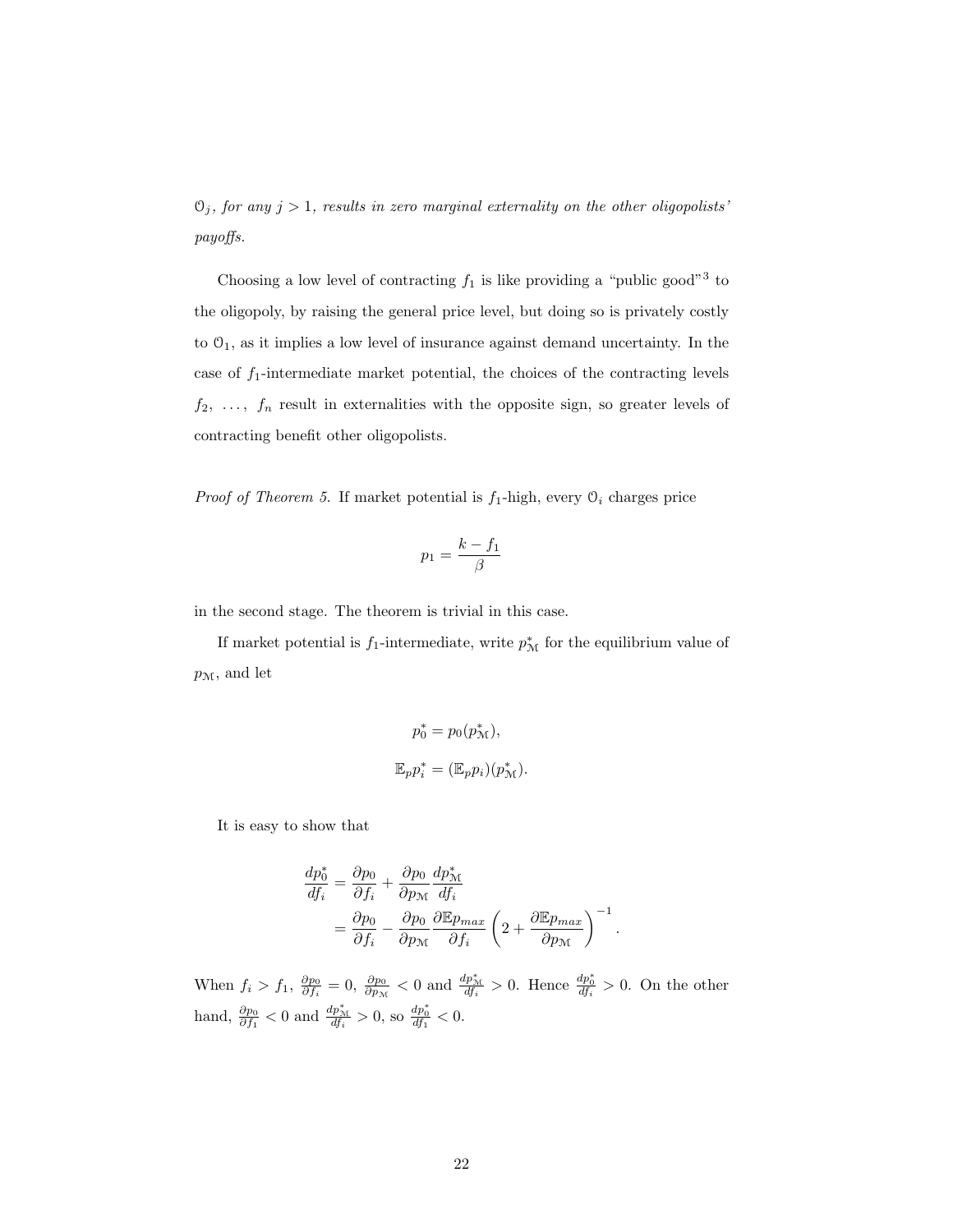*$\mathcal{O}_j$, for any $j > 1$, results in zero marginal externality on the other oligopolists' payoffs.*

Choosing a low level of contracting $f_1$ is like providing a "public good"[3] to the oligopoly, by raising the general price level, but doing so is privately costly to $\mathcal{O}_1$, as it implies a low level of insurance against demand uncertainty. In the case of $f_1$-intermediate market potential, the choices of the contracting levels $f_2, \ \ldots, \ f_n$ result in externalities with the opposite sign, so greater levels of contracting benefit other oligopolists.

*Proof of Theorem 5.* If market potential is $f_1$-high, every $\mathcal{O}_i$ charges price

$$p_1 = \frac{k - f_1}{\beta}$$

in the second stage. The theorem is trivial in this case.

If market potential is $f_1$-intermediate, write $p^*_{\mathcal{M}}$ for the equilibrium value of $p_{\mathcal{M}}$, and let

$$p^*_0 = p_0(p^*_{\mathcal{M}}),$$

$$\mathbb{E}_p p^*_i = (\mathbb{E}_p p_i)(p^*_{\mathcal{M}}).$$

It is easy to show that

$$\begin{aligned}
\frac{dp^*_0}{df_i} &= \frac{\partial p_0}{\partial f_i} + \frac{\partial p_0}{\partial p_{\mathcal{M}}}\frac{dp^*_{\mathcal{M}}}{df_i} \\
&= \frac{\partial p_0}{\partial f_i} - \frac{\partial p_0}{\partial p_{\mathcal{M}}}\frac{\partial \mathbb{E} p_{max}}{\partial f_i}\left(2 + \frac{\partial \mathbb{E} p_{max}}{\partial p_{\mathcal{M}}}\right)^{-1}.
\end{aligned}$$

When $f_i > f_1$, $\frac{\partial p_0}{\partial f_i} = 0$, $\frac{\partial p_0}{\partial p_{\mathcal{M}}} < 0$ and $\frac{dp^*_{\mathcal{M}}}{df_i} > 0$. Hence $\frac{dp^*_0}{df_i} > 0$. On the other hand, $\frac{\partial p_0}{\partial f_1} < 0$ and $\frac{dp^*_{\mathcal{M}}}{df_i} > 0$, so $\frac{dp^*_0}{df_1} < 0$.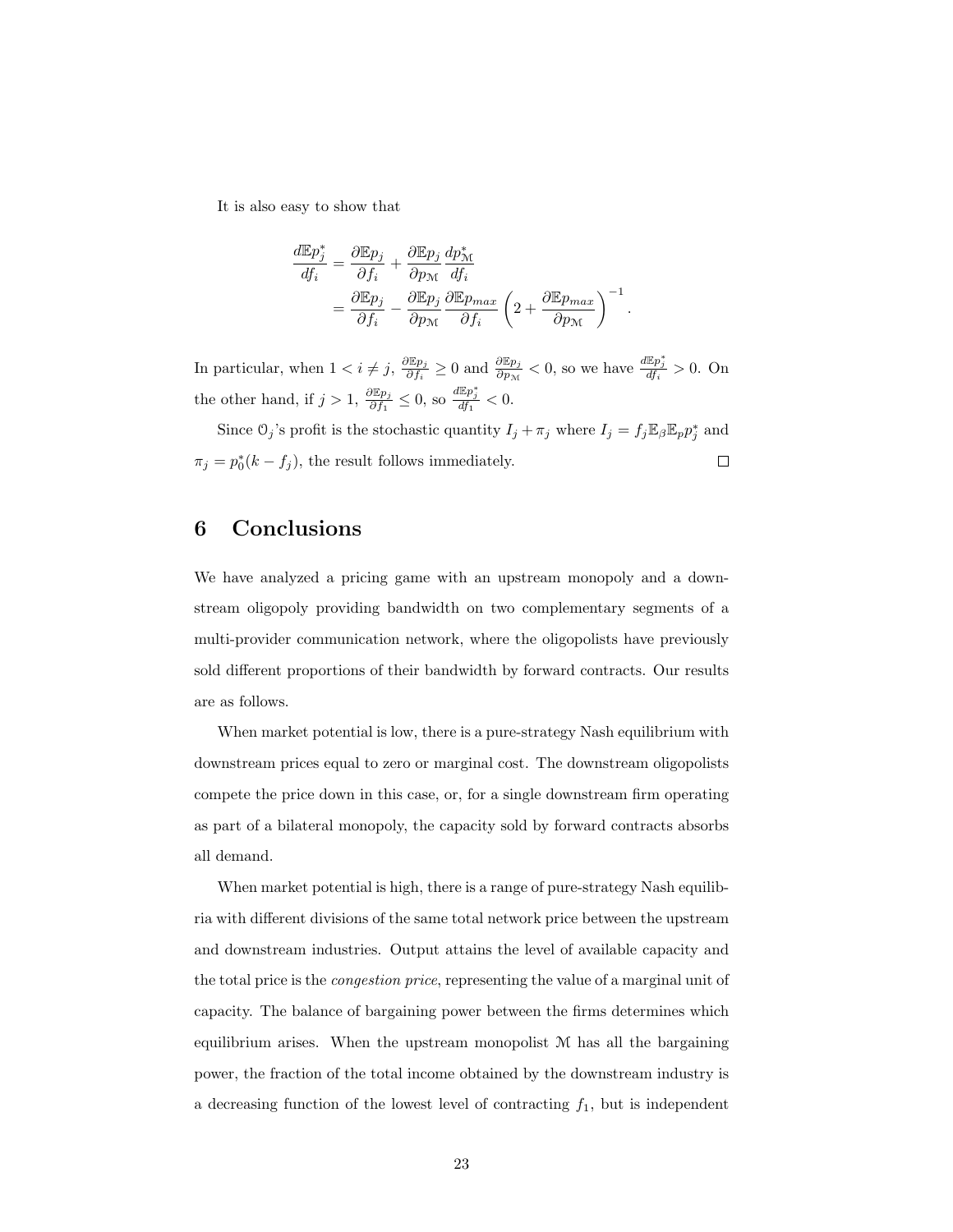It is also easy to show that

$$\begin{aligned}
\frac{d\mathbb{E}p_j^*}{df_i} &= \frac{\partial \mathbb{E}p_j}{\partial f_i} + \frac{\partial \mathbb{E}p_j}{\partial p_{\mathcal{M}}}\frac{dp_{\mathcal{M}}^*}{df_i} \\
&= \frac{\partial \mathbb{E}p_j}{\partial f_i} - \frac{\partial \mathbb{E}p_j}{\partial p_{\mathcal{M}}}\frac{\partial \mathbb{E}p_{max}}{\partial f_i}\left(2 + \frac{\partial \mathbb{E}p_{max}}{\partial p_{\mathcal{M}}}\right)^{-1}.
\end{aligned}$$

In particular, when $1 < i \neq j$, $\frac{\partial \mathbb{E}p_j}{\partial f_i} \geq 0$ and $\frac{\partial \mathbb{E}p_j}{\partial p_{\mathcal{M}}} < 0$, so we have $\frac{d\mathbb{E}p_j^*}{df_i} > 0$. On the other hand, if $j > 1$, $\frac{\partial \mathbb{E}p_j}{\partial f_1} \leq 0$, so $\frac{d\mathbb{E}p_j^*}{df_1} < 0$.

Since $\mathcal{O}_j$'s profit is the stochastic quantity $I_j + \pi_j$ where $I_j = f_j \mathbb{E}_\beta \mathbb{E}_p p_j^*$ and $\pi_j = p_0^*(k - f_j)$, the result follows immediately. □

# 6 Conclusions

We have analyzed a pricing game with an upstream monopoly and a downstream oligopoly providing bandwidth on two complementary segments of a multi-provider communication network, where the oligopolists have previously sold different proportions of their bandwidth by forward contracts. Our results are as follows.

When market potential is low, there is a pure-strategy Nash equilibrium with downstream prices equal to zero or marginal cost. The downstream oligopolists compete the price down in this case, or, for a single downstream firm operating as part of a bilateral monopoly, the capacity sold by forward contracts absorbs all demand.

When market potential is high, there is a range of pure-strategy Nash equilibria with different divisions of the same total network price between the upstream and downstream industries. Output attains the level of available capacity and the total price is the *congestion price*, representing the value of a marginal unit of capacity. The balance of bargaining power between the firms determines which equilibrium arises. When the upstream monopolist $\mathcal{M}$ has all the bargaining power, the fraction of the total income obtained by the downstream industry is a decreasing function of the lowest level of contracting $f_1$, but is independent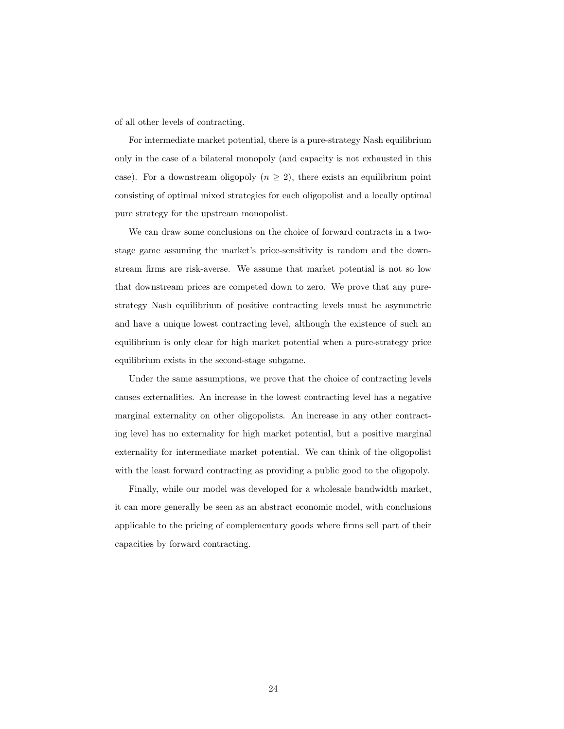of all other levels of contracting.

For intermediate market potential, there is a pure-strategy Nash equilibrium only in the case of a bilateral monopoly (and capacity is not exhausted in this case). For a downstream oligopoly ($n \geq 2$), there exists an equilibrium point consisting of optimal mixed strategies for each oligopolist and a locally optimal pure strategy for the upstream monopolist.

We can draw some conclusions on the choice of forward contracts in a two-stage game assuming the market's price-sensitivity is random and the downstream firms are risk-averse. We assume that market potential is not so low that downstream prices are competed down to zero. We prove that any pure-strategy Nash equilibrium of positive contracting levels must be asymmetric and have a unique lowest contracting level, although the existence of such an equilibrium is only clear for high market potential when a pure-strategy price equilibrium exists in the second-stage subgame.

Under the same assumptions, we prove that the choice of contracting levels causes externalities. An increase in the lowest contracting level has a negative marginal externality on other oligopolists. An increase in any other contracting level has no externality for high market potential, but a positive marginal externality for intermediate market potential. We can think of the oligopolist with the least forward contracting as providing a public good to the oligopoly.

Finally, while our model was developed for a wholesale bandwidth market, it can more generally be seen as an abstract economic model, with conclusions applicable to the pricing of complementary goods where firms sell part of their capacities by forward contracting.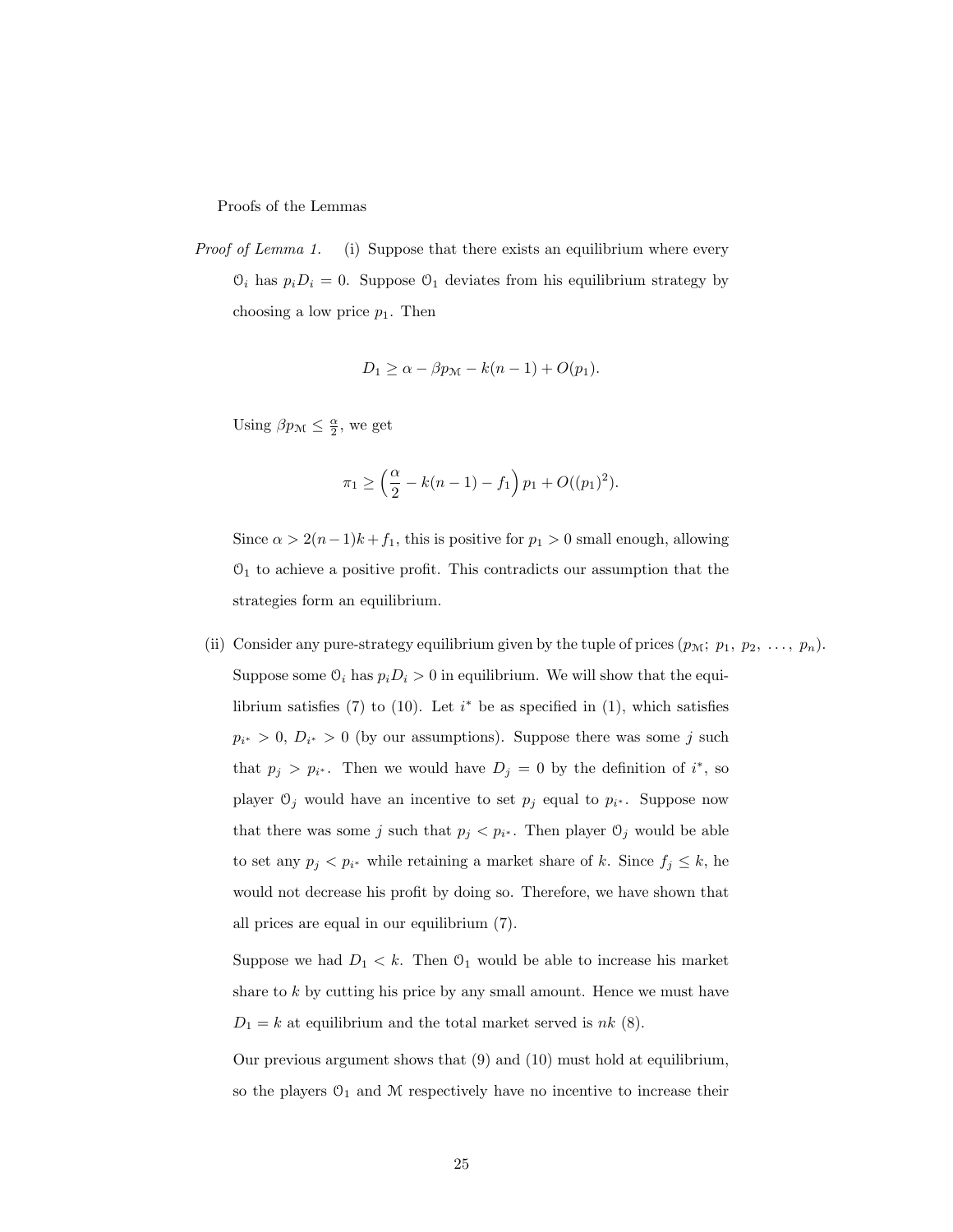Proofs of the Lemmas

*Proof of Lemma 1.* (i) Suppose that there exists an equilibrium where every $\mathcal{O}_i$ has $p_i D_i = 0$. Suppose $\mathcal{O}_1$ deviates from his equilibrium strategy by choosing a low price $p_1$. Then

$$D_1 \geq \alpha - \beta p_{\mathcal{M}} - k(n-1) + O(p_1).$$

Using $\beta p_{\mathcal{M}} \leq \frac{\alpha}{2}$, we get

$$\pi_1 \geq \left(\frac{\alpha}{2} - k(n-1) - f_1\right) p_1 + O((p_1)^2).$$

Since $\alpha > 2(n-1)k + f_1$, this is positive for $p_1 > 0$ small enough, allowing $\mathcal{O}_1$ to achieve a positive profit. This contradicts our assumption that the strategies form an equilibrium.

(ii) Consider any pure-strategy equilibrium given by the tuple of prices $(p_{\mathcal{M}};\ p_1,\ p_2,\ \ldots,\ p_n)$. Suppose some $\mathcal{O}_i$ has $p_i D_i > 0$ in equilibrium. We will show that the equilibrium satisfies (7) to (10). Let $i^*$ be as specified in (1), which satisfies $p_{i^*} > 0$, $D_{i^*} > 0$ (by our assumptions). Suppose there was some $j$ such that $p_j > p_{i^*}$. Then we would have $D_j = 0$ by the definition of $i^*$, so player $\mathcal{O}_j$ would have an incentive to set $p_j$ equal to $p_{i^*}$. Suppose now that there was some $j$ such that $p_j < p_{i^*}$. Then player $\mathcal{O}_j$ would be able to set any $p_j < p_{i^*}$ while retaining a market share of $k$. Since $f_j \leq k$, he would not decrease his profit by doing so. Therefore, we have shown that all prices are equal in our equilibrium (7).

Suppose we had $D_1 < k$. Then $\mathcal{O}_1$ would be able to increase his market share to $k$ by cutting his price by any small amount. Hence we must have $D_1 = k$ at equilibrium and the total market served is $nk$ (8).

Our previous argument shows that (9) and (10) must hold at equilibrium, so the players $\mathcal{O}_1$ and $\mathcal{M}$ respectively have no incentive to increase their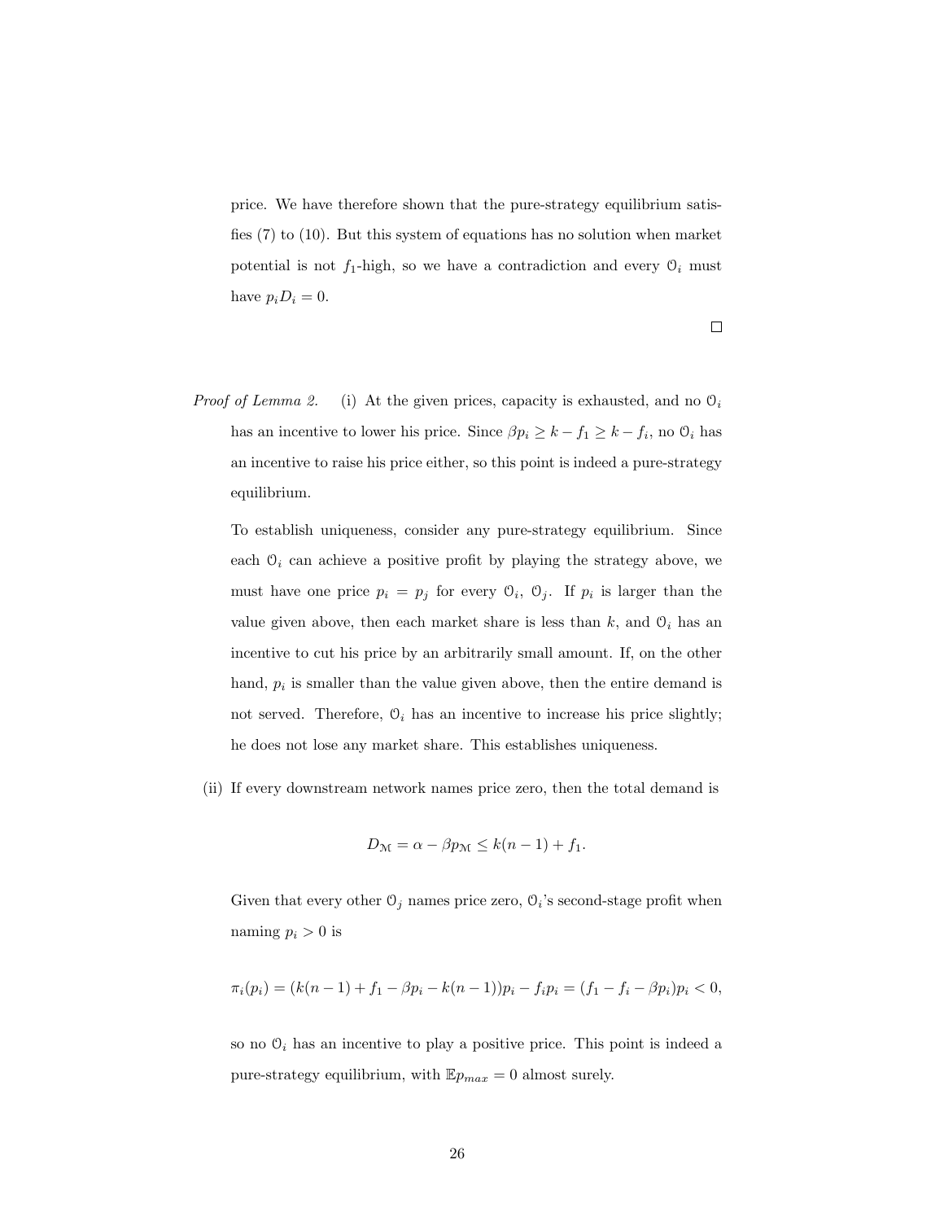price. We have therefore shown that the pure-strategy equilibrium satisfies (7) to (10). But this system of equations has no solution when market potential is not $f_1$-high, so we have a contradiction and every $\mathcal{O}_i$ must have $p_i D_i = 0$.

□

*Proof of Lemma 2.* (i) At the given prices, capacity is exhausted, and no $\mathcal{O}_i$ has an incentive to lower his price. Since $\beta p_i \geq k - f_1 \geq k - f_i$, no $\mathcal{O}_i$ has an incentive to raise his price either, so this point is indeed a pure-strategy equilibrium.

To establish uniqueness, consider any pure-strategy equilibrium. Since each $\mathcal{O}_i$ can achieve a positive profit by playing the strategy above, we must have one price $p_i = p_j$ for every $\mathcal{O}_i$, $\mathcal{O}_j$. If $p_i$ is larger than the value given above, then each market share is less than $k$, and $\mathcal{O}_i$ has an incentive to cut his price by an arbitrarily small amount. If, on the other hand, $p_i$ is smaller than the value given above, then the entire demand is not served. Therefore, $\mathcal{O}_i$ has an incentive to increase his price slightly; he does not lose any market share. This establishes uniqueness.

(ii) If every downstream network names price zero, then the total demand is

$$D_{\mathcal{M}} = \alpha - \beta p_{\mathcal{M}} \leq k(n-1) + f_1.$$

Given that every other $\mathcal{O}_j$ names price zero, $\mathcal{O}_i$'s second-stage profit when naming $p_i > 0$ is

$$\pi_i(p_i) = (k(n-1) + f_1 - \beta p_i - k(n-1))p_i - f_i p_i = (f_1 - f_i - \beta p_i)p_i < 0,$$

so no $\mathcal{O}_i$ has an incentive to play a positive price. This point is indeed a pure-strategy equilibrium, with $\mathbb{E}p_{max} = 0$ almost surely.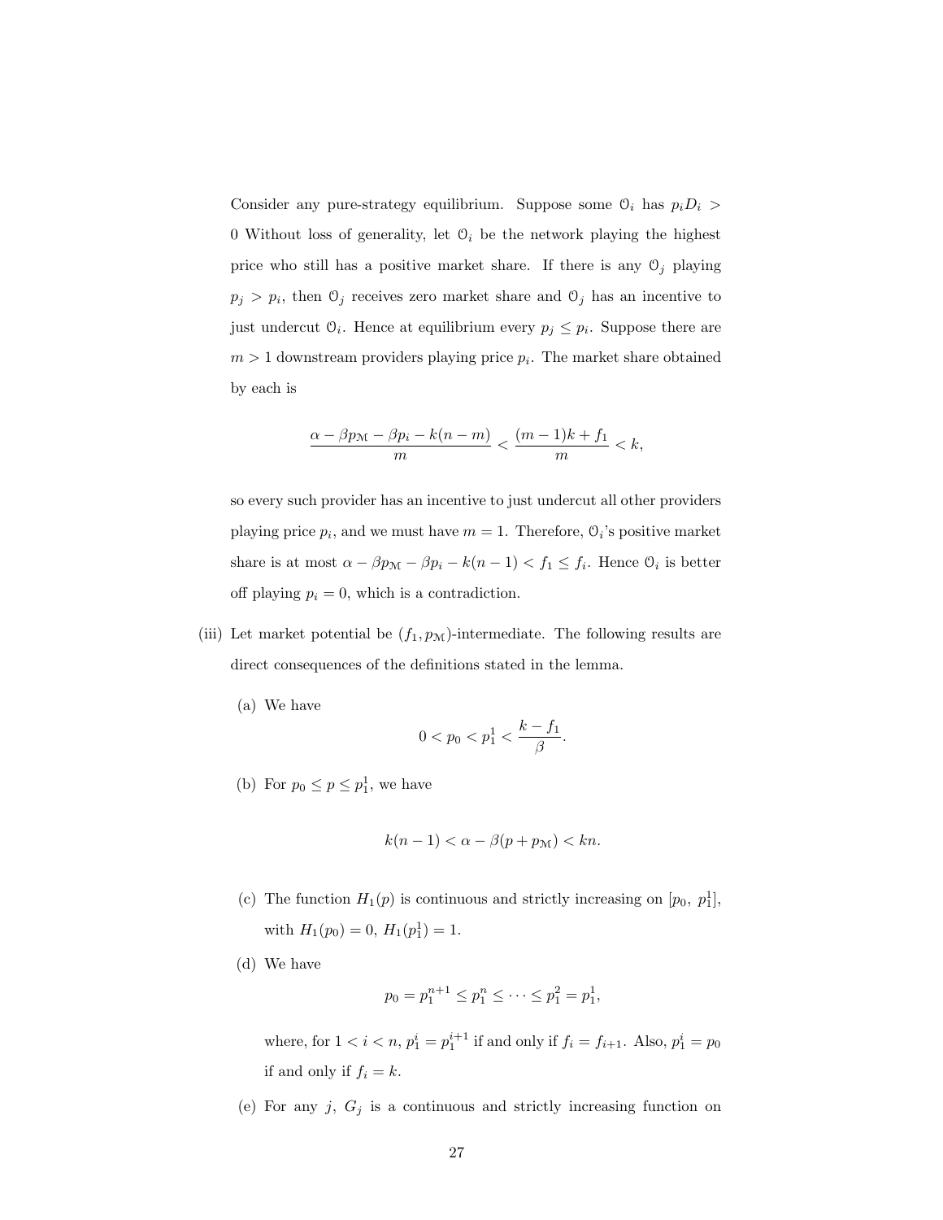Consider any pure-strategy equilibrium. Suppose some $\mathcal{O}_i$ has $p_i D_i > 0$ Without loss of generality, let $\mathcal{O}_i$ be the network playing the highest price who still has a positive market share. If there is any $\mathcal{O}_j$ playing $p_j > p_i$, then $\mathcal{O}_j$ receives zero market share and $\mathcal{O}_j$ has an incentive to just undercut $\mathcal{O}_i$. Hence at equilibrium every $p_j \leq p_i$. Suppose there are $m > 1$ downstream providers playing price $p_i$. The market share obtained by each is

$$\frac{\alpha - \beta p_{\mathcal{M}} - \beta p_i - k(n-m)}{m} < \frac{(m-1)k + f_1}{m} < k,$$

so every such provider has an incentive to just undercut all other providers playing price $p_i$, and we must have $m = 1$. Therefore, $\mathcal{O}_i$'s positive market share is at most $\alpha - \beta p_{\mathcal{M}} - \beta p_i - k(n-1) < f_1 \leq f_i$. Hence $\mathcal{O}_i$ is better off playing $p_i = 0$, which is a contradiction.

(iii) Let market potential be $(f_1, p_{\mathcal{M}})$-intermediate. The following results are direct consequences of the definitions stated in the lemma.

(a) We have

$$0 < p_0 < p_1^1 < \frac{k - f_1}{\beta}.$$

(b) For $p_0 \leq p \leq p_1^1$, we have

$$k(n-1) < \alpha - \beta(p + p_{\mathcal{M}}) < kn.$$

(c) The function $H_1(p)$ is continuous and strictly increasing on $[p_0,\ p_1^1]$, with $H_1(p_0) = 0$, $H_1(p_1^1) = 1$.

(d) We have

$$p_0 = p_1^{n+1} \leq p_1^n \leq \cdots \leq p_1^2 = p_1^1,$$

where, for $1 < i < n$, $p_1^i = p_1^{i+1}$ if and only if $f_i = f_{i+1}$. Also, $p_1^i = p_0$ if and only if $f_i = k$.

(e) For any $j$, $G_j$ is a continuous and strictly increasing function on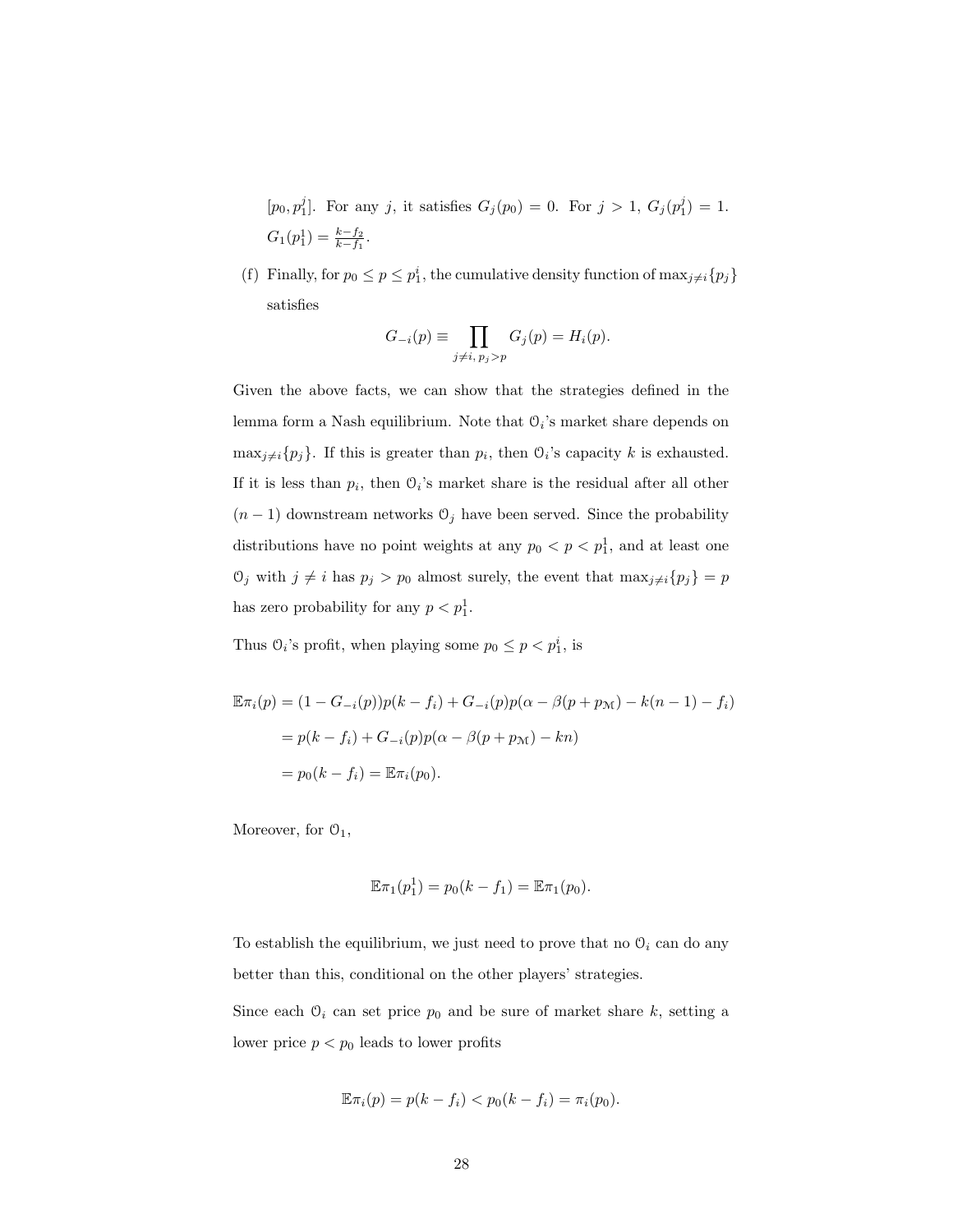$[p_0, p_1^j]$. For any $j$, it satisfies $G_j(p_0) = 0$. For $j > 1$, $G_j(p_1^j) = 1$. $G_1(p_1^1) = \frac{k-f_2}{k-f_1}$.

(f) Finally, for $p_0 \leq p \leq p_1^i$, the cumulative density function of $\max_{j \neq i}\{p_j\}$ satisfies

$$G_{-i}(p) \equiv \prod_{j \neq i,\, p_j > p} G_j(p) = H_i(p).$$

Given the above facts, we can show that the strategies defined in the lemma form a Nash equilibrium. Note that $\mathcal{O}_i$'s market share depends on $\max_{j \neq i}\{p_j\}$. If this is greater than $p_i$, then $\mathcal{O}_i$'s capacity $k$ is exhausted. If it is less than $p_i$, then $\mathcal{O}_i$'s market share is the residual after all other $(n-1)$ downstream networks $\mathcal{O}_j$ have been served. Since the probability distributions have no point weights at any $p_0 < p < p_1^1$, and at least one $\mathcal{O}_j$ with $j \neq i$ has $p_j > p_0$ almost surely, the event that $\max_{j \neq i}\{p_j\} = p$ has zero probability for any $p < p_1^1$.

Thus $\mathcal{O}_i$'s profit, when playing some $p_0 \leq p < p_1^i$, is

$$\begin{aligned}
\mathbb{E}\pi_i(p) &= (1 - G_{-i}(p))p(k - f_i) + G_{-i}(p)p(\alpha - \beta(p + p_{\mathcal{M}}) - k(n-1) - f_i) \\
&= p(k - f_i) + G_{-i}(p)p(\alpha - \beta(p + p_{\mathcal{M}}) - kn) \\
&= p_0(k - f_i) = \mathbb{E}\pi_i(p_0).
\end{aligned}$$

Moreover, for $\mathcal{O}_1$,

$$\mathbb{E}\pi_1(p_1^1) = p_0(k - f_1) = \mathbb{E}\pi_1(p_0).$$

To establish the equilibrium, we just need to prove that no $\mathcal{O}_i$ can do any better than this, conditional on the other players' strategies.

Since each $\mathcal{O}_i$ can set price $p_0$ and be sure of market share $k$, setting a lower price $p < p_0$ leads to lower profits

$$\mathbb{E}\pi_i(p) = p(k - f_i) < p_0(k - f_i) = \pi_i(p_0).$$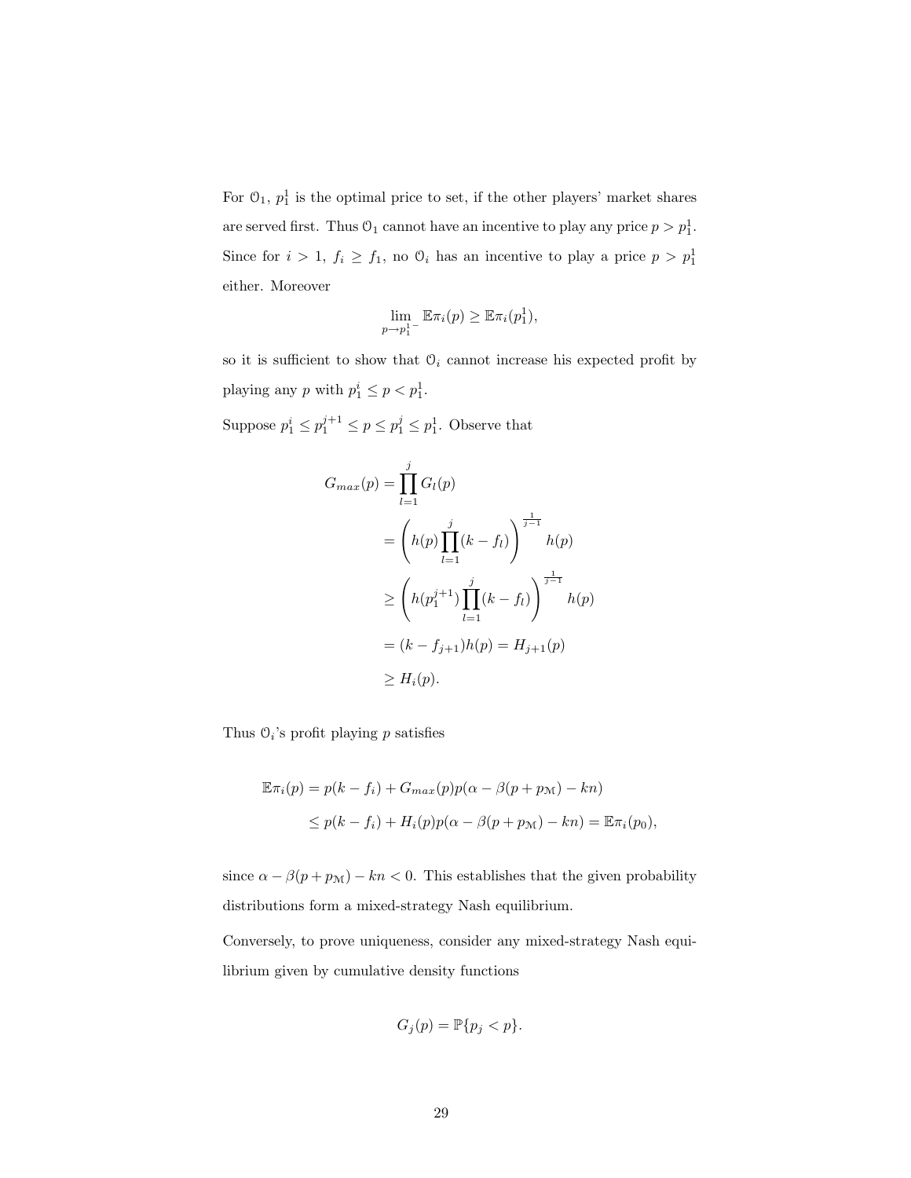For $\mathcal{O}_1$, $p_1^1$ is the optimal price to set, if the other players' market shares are served first. Thus $\mathcal{O}_1$ cannot have an incentive to play any price $p > p_1^1$. Since for $i > 1$, $f_i \geq f_1$, no $\mathcal{O}_i$ has an incentive to play a price $p > p_1^1$ either. Moreover

$$\lim_{p \to p_1^{1-}} \mathbb{E}\pi_i(p) \geq \mathbb{E}\pi_i(p_1^1),$$

so it is sufficient to show that $\mathcal{O}_i$ cannot increase his expected profit by playing any $p$ with $p_1^i \leq p < p_1^1$.

Suppose $p_1^i \leq p_1^{j+1} \leq p \leq p_1^j \leq p_1^1$. Observe that

$$\begin{aligned}
G_{max}(p) &= \prod_{l=1}^{j} G_l(p) \\
&= \left( h(p) \prod_{l=1}^{j} (k - f_l) \right)^{\frac{1}{j-1}} h(p) \\
&\geq \left( h(p_1^{j+1}) \prod_{l=1}^{j} (k - f_l) \right)^{\frac{1}{j-1}} h(p) \\
&= (k - f_{j+1}) h(p) = H_{j+1}(p) \\
&\geq H_i(p).
\end{aligned}$$

Thus $\mathcal{O}_i$'s profit playing $p$ satisfies

$$\begin{aligned}
\mathbb{E}\pi_i(p) &= p(k - f_i) + G_{max}(p) p(\alpha - \beta(p + p_{\mathcal{M}}) - kn) \\
&\leq p(k - f_i) + H_i(p) p(\alpha - \beta(p + p_{\mathcal{M}}) - kn) = \mathbb{E}\pi_i(p_0),
\end{aligned}$$

since $\alpha - \beta(p + p_{\mathcal{M}}) - kn < 0$. This establishes that the given probability distributions form a mixed-strategy Nash equilibrium.

Conversely, to prove uniqueness, consider any mixed-strategy Nash equilibrium given by cumulative density functions

$$G_j(p) = \mathbb{P}\{p_j < p\}.$$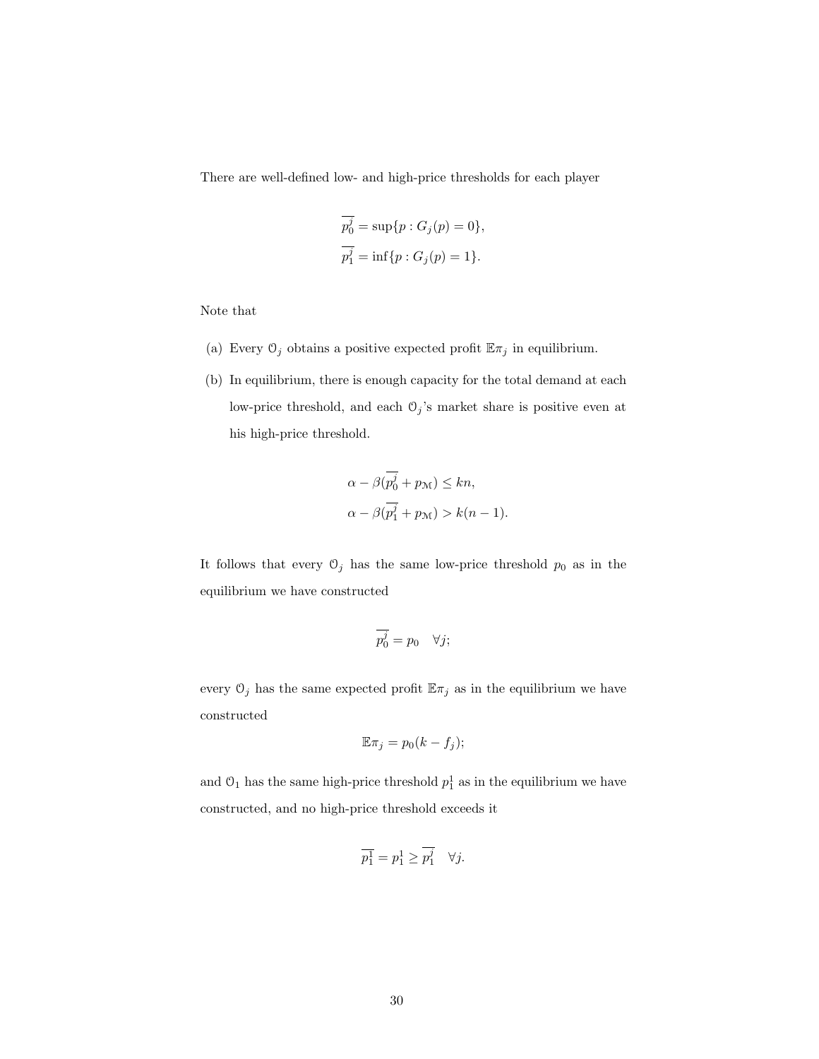There are well-defined low- and high-price thresholds for each player

$$\overline{p_0^j} = \sup\{p : G_j(p) = 0\},$$
$$\overline{p_1^j} = \inf\{p : G_j(p) = 1\}.$$

Note that

(a) Every $\mathcal{O}_j$ obtains a positive expected profit $\mathbb{E}\pi_j$ in equilibrium.

(b) In equilibrium, there is enough capacity for the total demand at each low-price threshold, and each $\mathcal{O}_j$'s market share is positive even at his high-price threshold.

$$\alpha - \beta(\overline{p_0^j} + p_{\mathcal{M}}) \leq kn,$$
$$\alpha - \beta(\overline{p_1^j} + p_{\mathcal{M}}) > k(n-1).$$

It follows that every $\mathcal{O}_j$ has the same low-price threshold $p_0$ as in the equilibrium we have constructed

$$\overline{p_0^j} = p_0 \quad \forall j;$$

every $\mathcal{O}_j$ has the same expected profit $\mathbb{E}\pi_j$ as in the equilibrium we have constructed

$$\mathbb{E}\pi_j = p_0(k - f_j);$$

and $\mathcal{O}_1$ has the same high-price threshold $p_1^1$ as in the equilibrium we have constructed, and no high-price threshold exceeds it

$$\overline{p_1^1} = p_1^1 \geq \overline{p_1^j} \quad \forall j.$$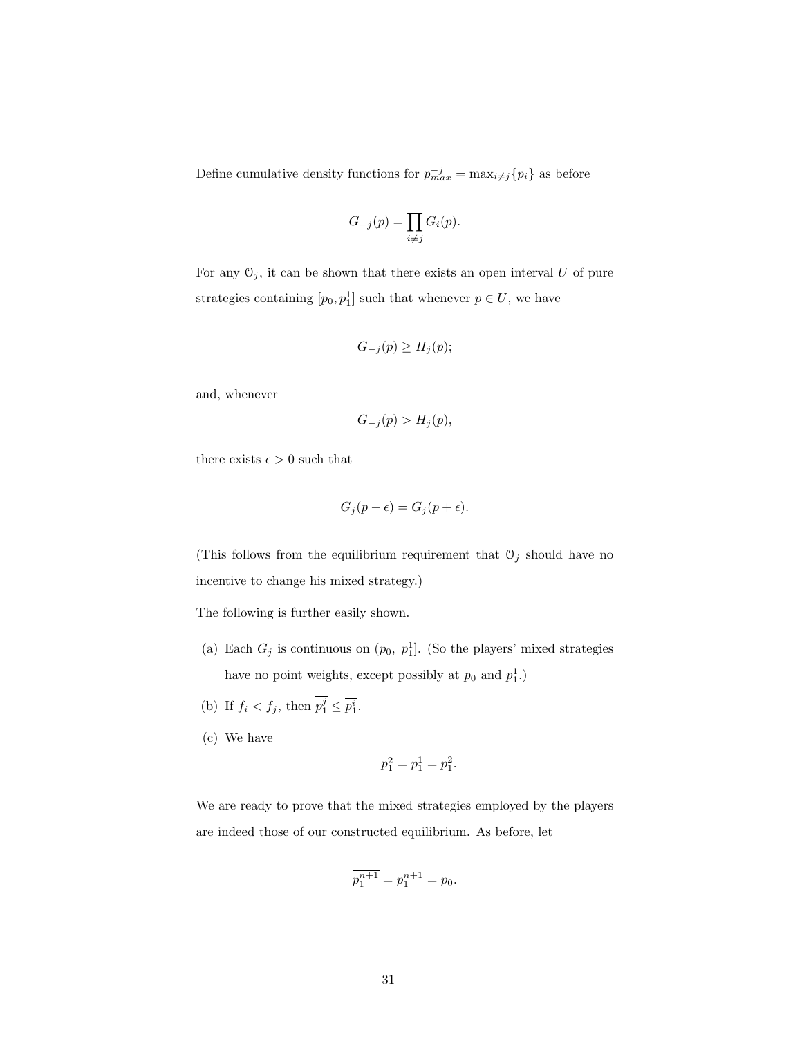Define cumulative density functions for $p_{max}^{-j} = \max_{i \neq j}\{p_i\}$ as before

$$G_{-j}(p) = \prod_{i \neq j} G_i(p).$$

For any $\mathcal{O}_j$, it can be shown that there exists an open interval $U$ of pure strategies containing $[p_0, p_1^1]$ such that whenever $p \in U$, we have

$$G_{-j}(p) \geq H_j(p);$$

and, whenever

$$G_{-j}(p) > H_j(p),$$

there exists $\epsilon > 0$ such that

$$G_j(p - \epsilon) = G_j(p + \epsilon).$$

(This follows from the equilibrium requirement that $\mathcal{O}_j$ should have no incentive to change his mixed strategy.)

The following is further easily shown.

(a) Each $G_j$ is continuous on $(p_0,\ p_1^1]$. (So the players' mixed strategies have no point weights, except possibly at $p_0$ and $p_1^1$.)

(b) If $f_i < f_j$, then $\overline{p_1^j} \leq \overline{p_1^i}$.

(c) We have

$$\overline{p_1^2} = p_1^1 = p_1^2.$$

We are ready to prove that the mixed strategies employed by the players are indeed those of our constructed equilibrium. As before, let

$$\overline{p_1^{n+1}} = p_1^{n+1} = p_0.$$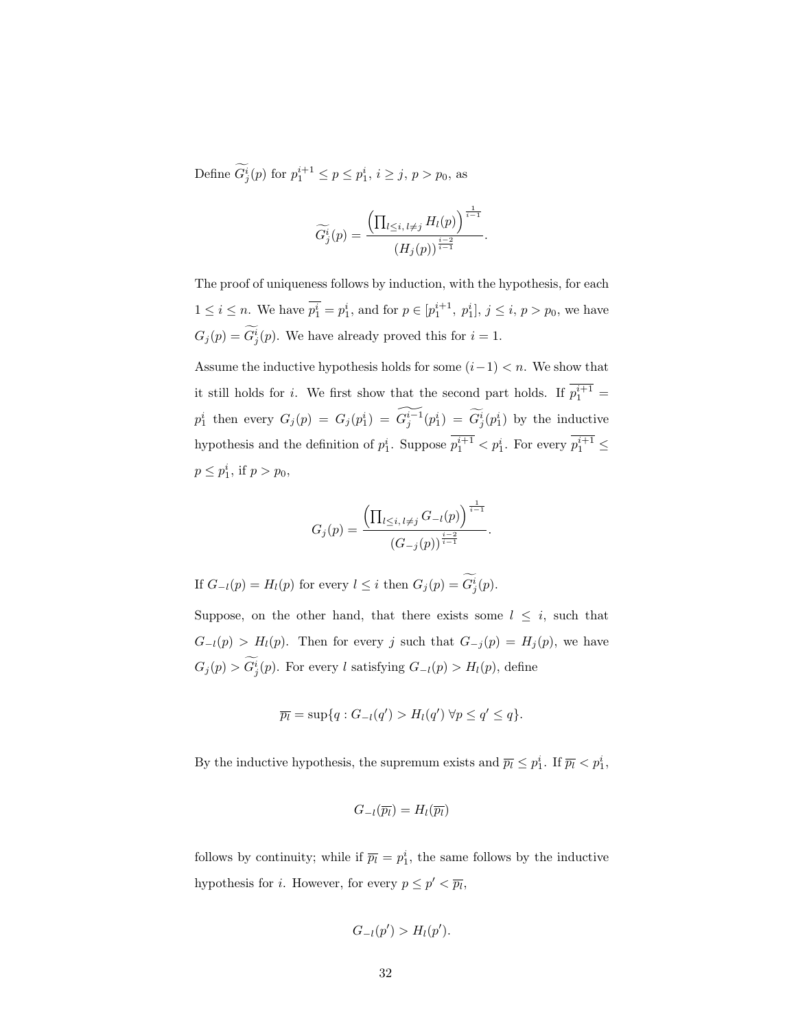Define $\widetilde{G_j^i}(p)$ for $p_1^{i+1} \leq p \leq p_1^i$, $i \geq j$, $p > p_0$, as

$$\widetilde{G_j^i}(p) = \frac{\left(\prod_{l \leq i,\, l \neq j} H_l(p)\right)^{\frac{1}{i-1}}}{(H_j(p))^{\frac{i-2}{i-1}}}.$$

The proof of uniqueness follows by induction, with the hypothesis, for each $1 \leq i \leq n$. We have $\overline{p_1^i} = p_1^i$, and for $p \in [p_1^{i+1},\, p_1^i]$, $j \leq i$, $p > p_0$, we have $G_j(p) = \widetilde{G_j^i}(p)$. We have already proved this for $i = 1$.

Assume the inductive hypothesis holds for some $(i-1) < n$. We show that it still holds for $i$. We first show that the second part holds. If $\overline{p_1^{i+1}} = p_1^i$ then every $G_j(p) = G_j(p_1^i) = \widetilde{G_j^{i-1}}(p_1^i) = \widetilde{G_j^i}(p_1^i)$ by the inductive hypothesis and the definition of $p_1^i$. Suppose $\overline{p_1^{i+1}} < p_1^i$. For every $\overline{p_1^{i+1}} \leq p \leq p_1^i$, if $p > p_0$,

$$G_j(p) = \frac{\left(\prod_{l \leq i,\, l \neq j} G_{-l}(p)\right)^{\frac{1}{i-1}}}{(G_{-j}(p))^{\frac{i-2}{i-1}}}.$$

If $G_{-l}(p) = H_l(p)$ for every $l \leq i$ then $G_j(p) = \widetilde{G_j^i}(p)$.

Suppose, on the other hand, that there exists some $l \leq i$, such that $G_{-l}(p) > H_l(p)$. Then for every $j$ such that $G_{-j}(p) = H_j(p)$, we have $G_j(p) > \widetilde{G_j^i}(p)$. For every $l$ satisfying $G_{-l}(p) > H_l(p)$, define

$$\overline{p_l} = \sup\{q : G_{-l}(q') > H_l(q')\ \forall p \leq q' \leq q\}.$$

By the inductive hypothesis, the supremum exists and $\overline{p_l} \leq p_1^i$. If $\overline{p_l} < p_1^i$,

$$G_{-l}(\overline{p_l}) = H_l(\overline{p_l})$$

follows by continuity; while if $\overline{p_l} = p_1^i$, the same follows by the inductive hypothesis for $i$. However, for every $p \leq p' < \overline{p_l}$,

$$G_{-l}(p') > H_l(p').$$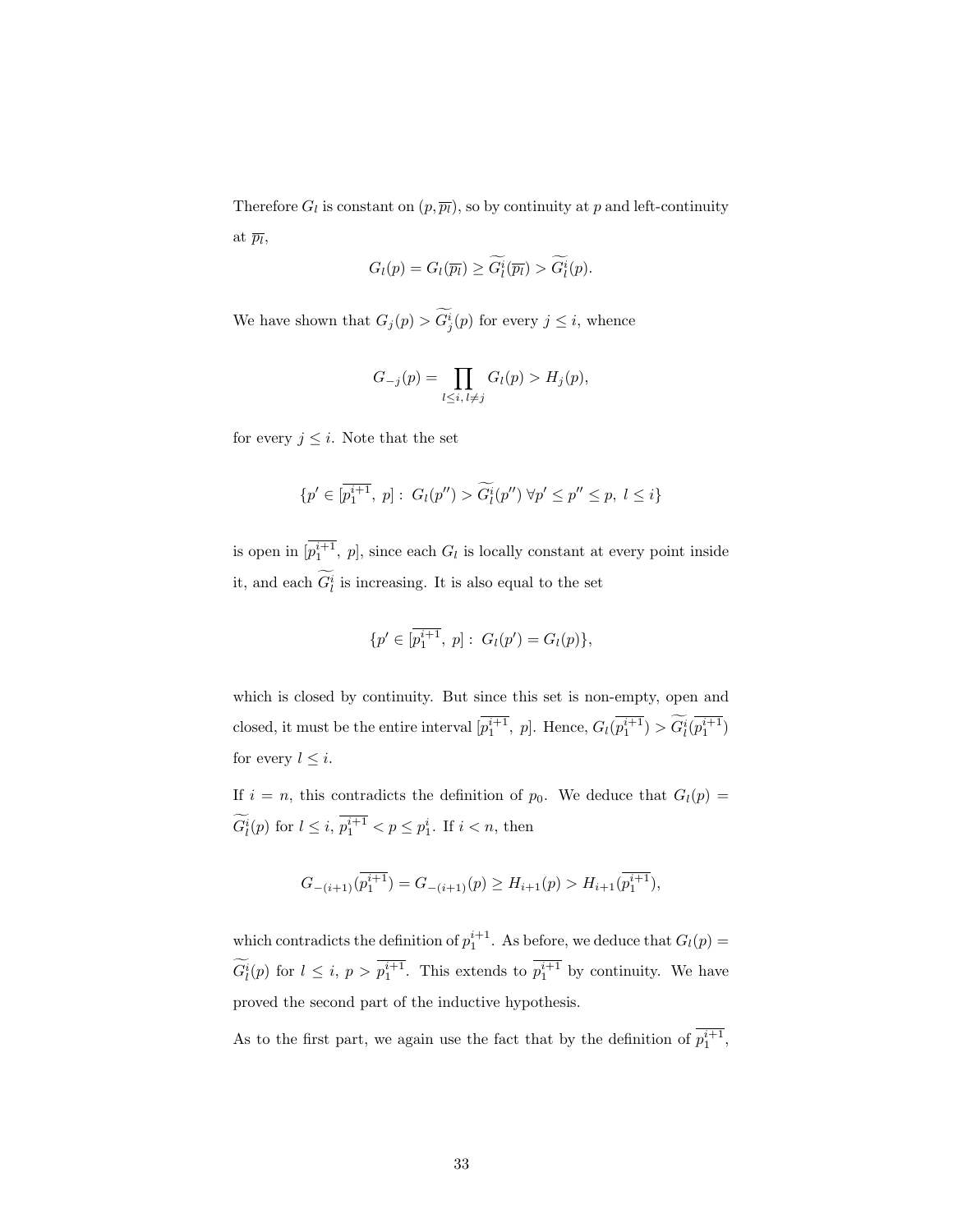Therefore $G_l$ is constant on $(p, \overline{p_l})$, so by continuity at $p$ and left-continuity at $\overline{p_l}$,

$$G_l(p) = G_l(\overline{p_l}) \geq \widetilde{G_l^i}(\overline{p_l}) > \widetilde{G_l^i}(p).$$

We have shown that $G_j(p) > \widetilde{G_j^i}(p)$ for every $j \leq i$, whence

$$G_{-j}(p) = \prod_{l \leq i,\, l \neq j} G_l(p) > H_j(p),$$

for every $j \leq i$. Note that the set

$$\{p' \in [\overline{p_1^{i+1}},\ p] :\ G_l(p'') > \widetilde{G_l^i}(p'')\ \forall p' \leq p'' \leq p,\ l \leq i\}$$

is open in $[\overline{p_1^{i+1}},\ p]$, since each $G_l$ is locally constant at every point inside it, and each $\widetilde{G_l^i}$ is increasing. It is also equal to the set

$$\{p' \in [\overline{p_1^{i+1}},\ p] :\ G_l(p') = G_l(p)\},$$

which is closed by continuity. But since this set is non-empty, open and closed, it must be the entire interval $[\overline{p_1^{i+1}},\ p]$. Hence, $G_l(\overline{p_1^{i+1}}) > \widetilde{G_l^i}(\overline{p_1^{i+1}})$ for every $l \leq i$.

If $i = n$, this contradicts the definition of $p_0$. We deduce that $G_l(p) = \widetilde{G_l^i}(p)$ for $l \leq i$, $\overline{p_1^{i+1}} < p \leq p_1^i$. If $i < n$, then

$$G_{-(i+1)}(\overline{p_1^{i+1}}) = G_{-(i+1)}(p) \geq H_{i+1}(p) > H_{i+1}(\overline{p_1^{i+1}}),$$

which contradicts the definition of $p_1^{i+1}$. As before, we deduce that $G_l(p) = \widetilde{G_l^i}(p)$ for $l \leq i$, $p > \overline{p_1^{i+1}}$. This extends to $\overline{p_1^{i+1}}$ by continuity. We have proved the second part of the inductive hypothesis.

As to the first part, we again use the fact that by the definition of $\overline{p_1^{i+1}}$,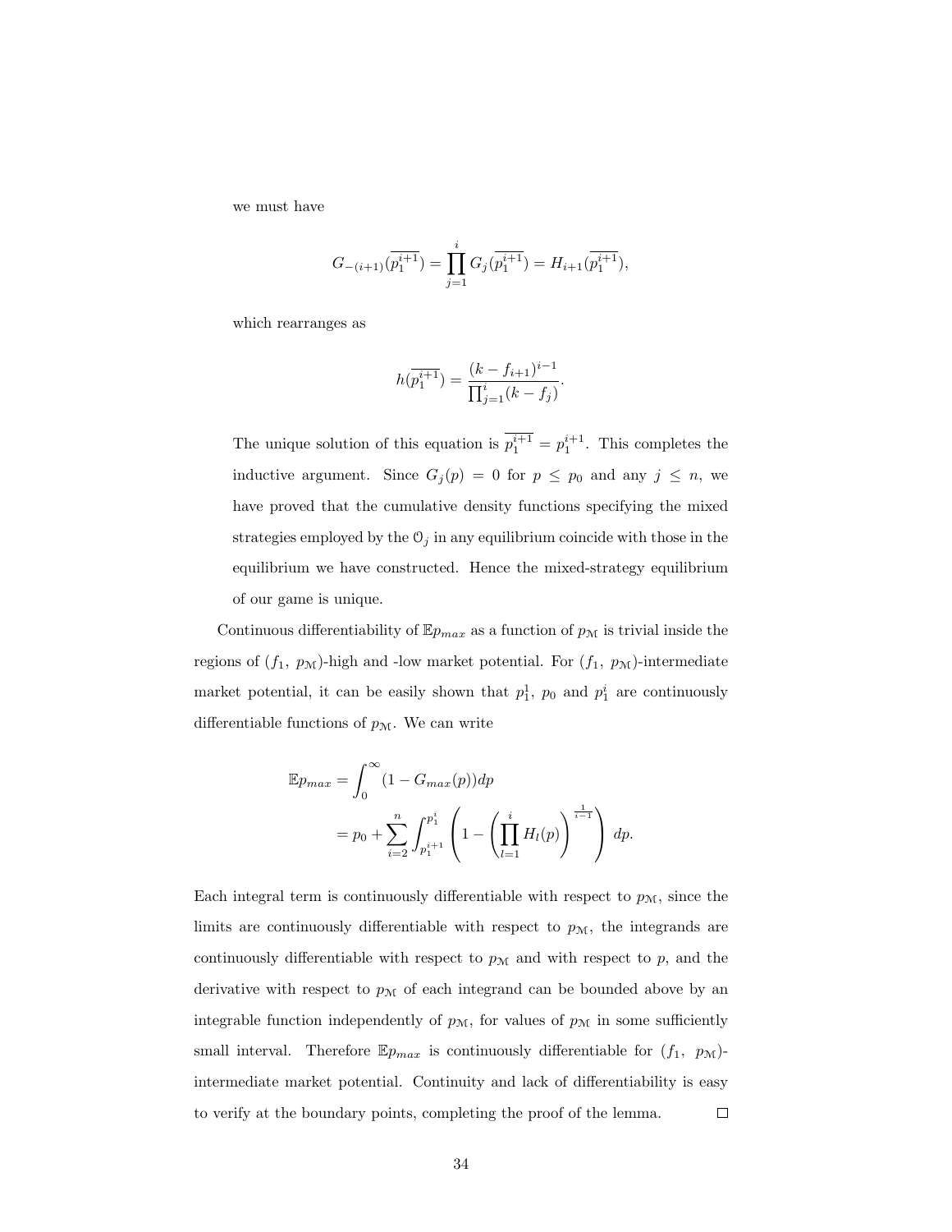we must have

$$G_{-(i+1)}(\overline{p_1^{i+1}}) = \prod_{j=1}^{i} G_j(\overline{p_1^{i+1}}) = H_{i+1}(\overline{p_1^{i+1}}),$$

which rearranges as

$$h(\overline{p_1^{i+1}}) = \frac{(k - f_{i+1})^{i-1}}{\prod_{j=1}^{i}(k - f_j)}.$$

The unique solution of this equation is $\overline{p_1^{i+1}} = p_1^{i+1}$. This completes the inductive argument. Since $G_j(p) = 0$ for $p \leq p_0$ and any $j \leq n$, we have proved that the cumulative density functions specifying the mixed strategies employed by the $\mathcal{O}_j$ in any equilibrium coincide with those in the equilibrium we have constructed. Hence the mixed-strategy equilibrium of our game is unique.

Continuous differentiability of $\mathbb{E}p_{max}$ as a function of $p_{\mathcal{M}}$ is trivial inside the regions of $(f_1,\ p_{\mathcal{M}})$-high and -low market potential. For $(f_1,\ p_{\mathcal{M}})$-intermediate market potential, it can be easily shown that $p_1^1$, $p_0$ and $p_1^i$ are continuously differentiable functions of $p_{\mathcal{M}}$. We can write

$$\begin{aligned}
\mathbb{E}p_{max} &= \int_0^{\infty} (1 - G_{max}(p))dp \\
&= p_0 + \sum_{i=2}^{n} \int_{p_1^{i+1}}^{p_1^i} \left(1 - \left(\prod_{l=1}^{i} H_l(p)\right)^{\frac{1}{i-1}}\right) dp.
\end{aligned}$$

Each integral term is continuously differentiable with respect to $p_{\mathcal{M}}$, since the limits are continuously differentiable with respect to $p_{\mathcal{M}}$, the integrands are continuously differentiable with respect to $p_{\mathcal{M}}$ and with respect to $p$, and the derivative with respect to $p_{\mathcal{M}}$ of each integrand can be bounded above by an integrable function independently of $p_{\mathcal{M}}$, for values of $p_{\mathcal{M}}$ in some sufficiently small interval. Therefore $\mathbb{E}p_{max}$ is continuously differentiable for $(f_1,\ p_{\mathcal{M}})$-intermediate market potential. Continuity and lack of differentiability is easy to verify at the boundary points, completing the proof of the lemma. □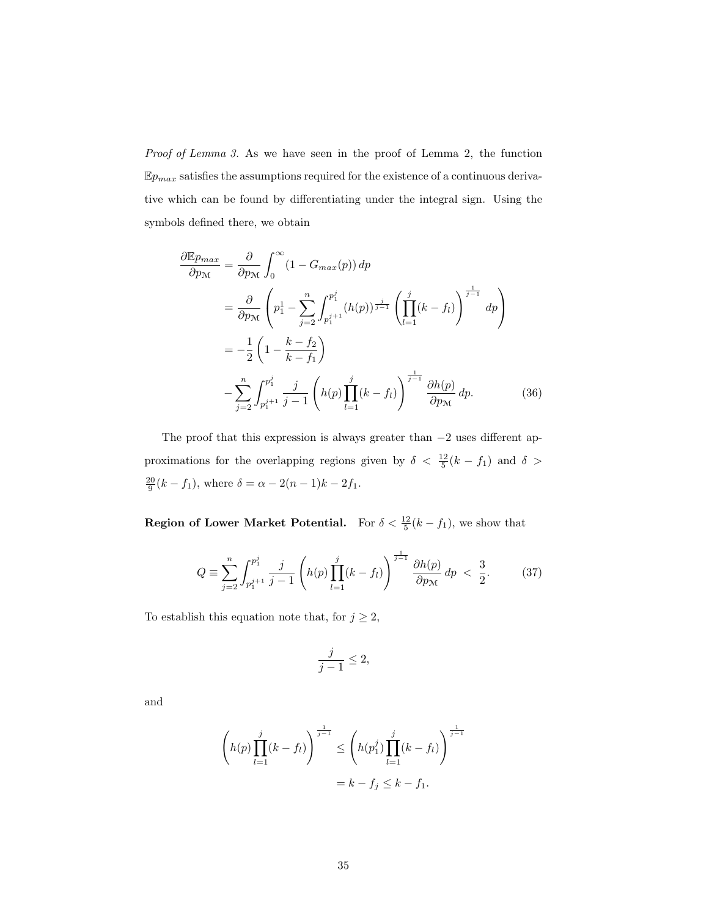*Proof of Lemma 3.* As we have seen in the proof of Lemma 2, the function $\mathbb{E}p_{max}$ satisfies the assumptions required for the existence of a continuous derivative which can be found by differentiating under the integral sign. Using the symbols defined there, we obtain

$$
\begin{aligned}
\frac{\partial \mathbb{E}p_{max}}{\partial p_{\mathcal{M}}} &= \frac{\partial}{\partial p_{\mathcal{M}}} \int_0^\infty (1 - G_{max}(p))\, dp \\
&= \frac{\partial}{\partial p_{\mathcal{M}}} \left( p_1^1 - \sum_{j=2}^n \int_{p_1^{j+1}}^{p_1^j} (h(p))^{\frac{j}{j-1}} \left( \prod_{l=1}^j (k - f_l) \right)^{\frac{1}{j-1}} dp \right) \\
&= -\frac{1}{2} \left( 1 - \frac{k - f_2}{k - f_1} \right) \\
&\quad - \sum_{j=2}^n \int_{p_1^{j+1}}^{p_1^j} \frac{j}{j-1} \left( h(p) \prod_{l=1}^j (k - f_l) \right)^{\frac{1}{j-1}} \frac{\partial h(p)}{\partial p_{\mathcal{M}}}\, dp. \qquad (36)
\end{aligned}
$$

The proof that this expression is always greater than $-2$ uses different approximations for the overlapping regions given by $\delta < \frac{12}{5}(k - f_1)$ and $\delta > \frac{20}{9}(k - f_1)$, where $\delta = \alpha - 2(n-1)k - 2f_1$.

**Region of Lower Market Potential.** For $\delta < \frac{12}{5}(k - f_1)$, we show that

$$
Q \equiv \sum_{j=2}^n \int_{p_1^{j+1}}^{p_1^j} \frac{j}{j-1} \left( h(p) \prod_{l=1}^j (k - f_l) \right)^{\frac{1}{j-1}} \frac{\partial h(p)}{\partial p_{\mathcal{M}}}\, dp \;<\; \frac{3}{2}. \qquad (37)
$$

To establish this equation note that, for $j \geq 2$,

$$
\frac{j}{j-1} \leq 2,
$$

and

$$
\begin{aligned}
\left( h(p) \prod_{l=1}^j (k - f_l) \right)^{\frac{1}{j-1}} &\leq \left( h(p_1^j) \prod_{l=1}^j (k - f_l) \right)^{\frac{1}{j-1}} \\
&= k - f_j \leq k - f_1.
\end{aligned}
$$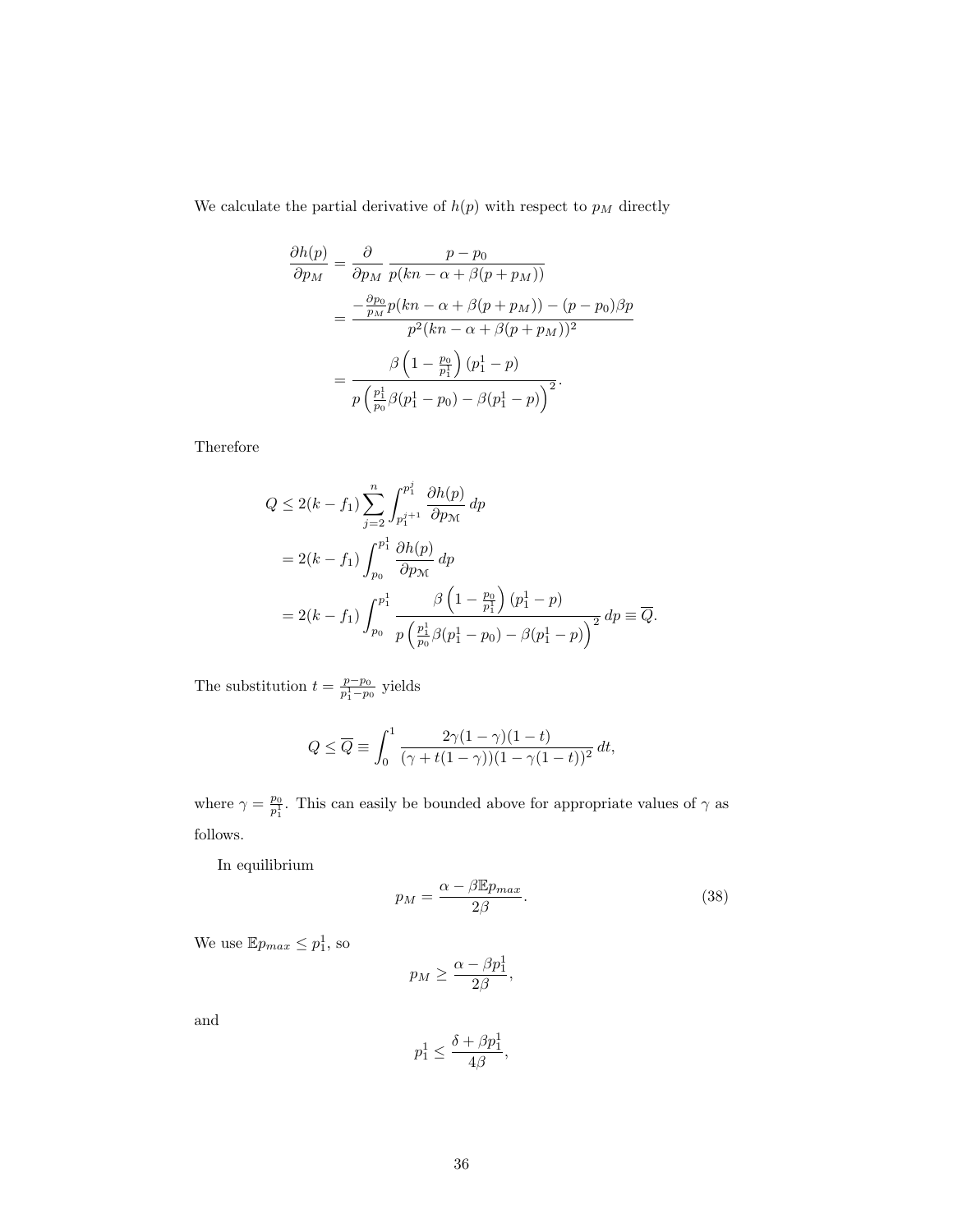We calculate the partial derivative of $h(p)$ with respect to $p_M$ directly

$$
\begin{aligned}
\frac{\partial h(p)}{\partial p_M} &= \frac{\partial}{\partial p_M} \frac{p - p_0}{p(kn - \alpha + \beta(p + p_M))} \\
&= \frac{-\frac{\partial p_0}{p_M} p(kn - \alpha + \beta(p + p_M)) - (p - p_0)\beta p}{p^2(kn - \alpha + \beta(p + p_M))^2} \\
&= \frac{\beta\left(1 - \frac{p_0}{p_1^1}\right)(p_1^1 - p)}{p\left(\frac{p_1^1}{p_0}\beta(p_1^1 - p_0) - \beta(p_1^1 - p)\right)^2}.
\end{aligned}
$$

Therefore

$$
\begin{aligned}
Q &\leq 2(k - f_1) \sum_{j=2}^{n} \int_{p_1^{j+1}}^{p_1^j} \frac{\partial h(p)}{\partial p_{\mathcal{M}}} \, dp \\
&= 2(k - f_1) \int_{p_0}^{p_1^1} \frac{\partial h(p)}{\partial p_{\mathcal{M}}} \, dp \\
&= 2(k - f_1) \int_{p_0}^{p_1^1} \frac{\beta\left(1 - \frac{p_0}{p_1^1}\right)(p_1^1 - p)}{p\left(\frac{p_1^1}{p_0}\beta(p_1^1 - p_0) - \beta(p_1^1 - p)\right)^2} \, dp \equiv \overline{Q}.
\end{aligned}
$$

The substitution $t = \frac{p - p_0}{p_1^1 - p_0}$ yields

$$
Q \leq \overline{Q} \equiv \int_0^1 \frac{2\gamma(1-\gamma)(1-t)}{(\gamma + t(1-\gamma))(1 - \gamma(1-t))^2} \, dt,
$$

where $\gamma = \frac{p_0}{p_1^1}$. This can easily be bounded above for appropriate values of $\gamma$ as follows.

In equilibrium

$$
p_M = \frac{\alpha - \beta \mathbb{E} p_{max}}{2\beta}. \tag{38}
$$

We use $\mathbb{E} p_{max} \leq p_1^1$, so

$$
p_M \geq \frac{\alpha - \beta p_1^1}{2\beta},
$$

and

$$
p_1^1 \leq \frac{\delta + \beta p_1^1}{4\beta},
$$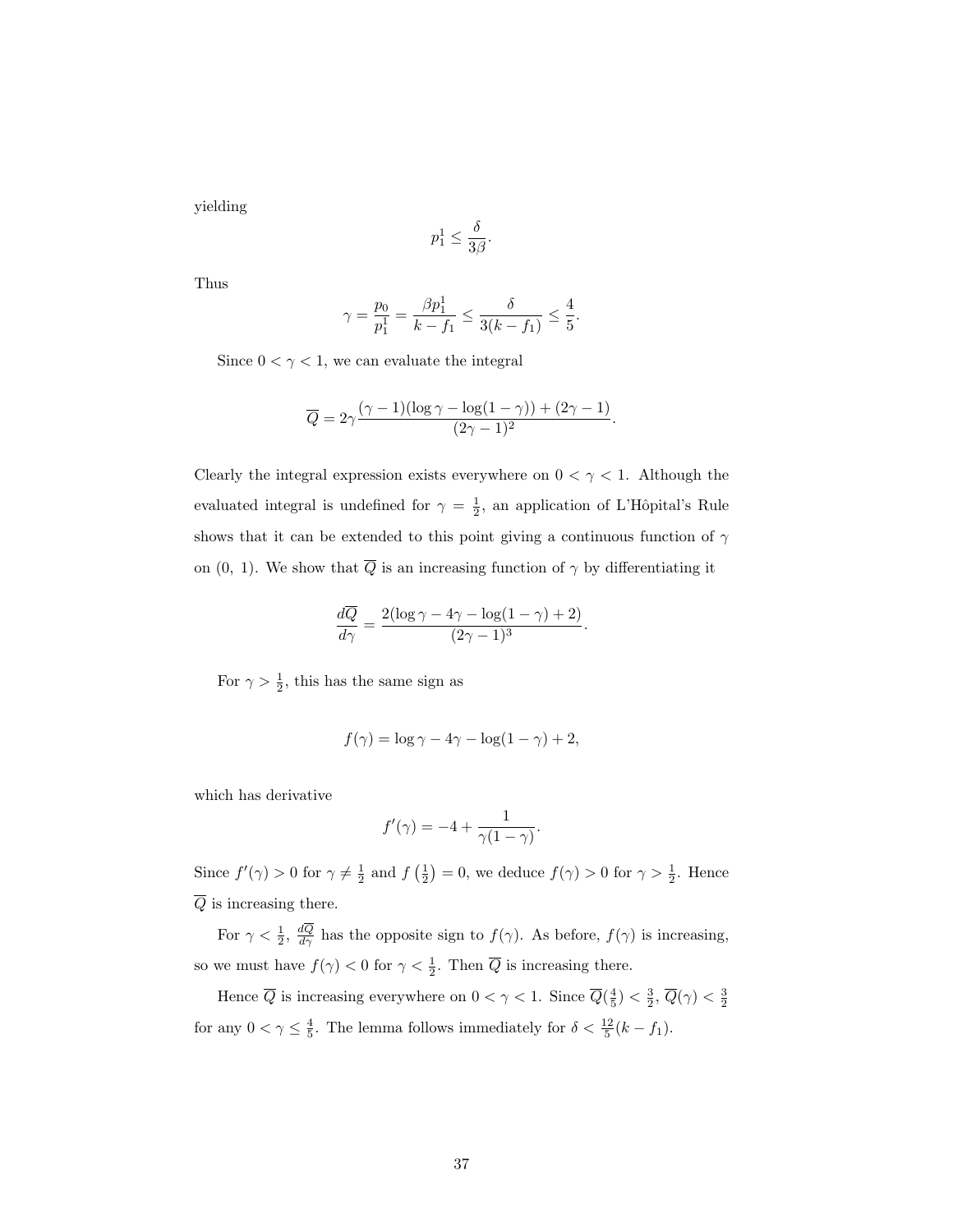yielding

$$p_1^1 \leq \frac{\delta}{3\beta}.$$

Thus

$$\gamma = \frac{p_0}{p_1^1} = \frac{\beta p_1^1}{k - f_1} \leq \frac{\delta}{3(k - f_1)} \leq \frac{4}{5}.$$

Since $0 < \gamma < 1$, we can evaluate the integral

$$\overline{Q} = 2\gamma \frac{(\gamma - 1)(\log \gamma - \log(1 - \gamma)) + (2\gamma - 1)}{(2\gamma - 1)^2}.$$

Clearly the integral expression exists everywhere on $0 < \gamma < 1$. Although the evaluated integral is undefined for $\gamma = \frac{1}{2}$, an application of L'Hôpital's Rule shows that it can be extended to this point giving a continuous function of $\gamma$ on (0, 1). We show that $\overline{Q}$ is an increasing function of $\gamma$ by differentiating it

$$\frac{d\overline{Q}}{d\gamma} = \frac{2(\log \gamma - 4\gamma - \log(1 - \gamma) + 2)}{(2\gamma - 1)^3}.$$

For $\gamma > \frac{1}{2}$, this has the same sign as

$$f(\gamma) = \log \gamma - 4\gamma - \log(1 - \gamma) + 2,$$

which has derivative

$$f'(\gamma) = -4 + \frac{1}{\gamma(1 - \gamma)}.$$

Since $f'(\gamma) > 0$ for $\gamma \neq \frac{1}{2}$ and $f\left(\frac{1}{2}\right) = 0$, we deduce $f(\gamma) > 0$ for $\gamma > \frac{1}{2}$. Hence $\overline{Q}$ is increasing there.

For $\gamma < \frac{1}{2}$, $\frac{d\overline{Q}}{d\gamma}$ has the opposite sign to $f(\gamma)$. As before, $f(\gamma)$ is increasing, so we must have $f(\gamma) < 0$ for $\gamma < \frac{1}{2}$. Then $\overline{Q}$ is increasing there.

Hence $\overline{Q}$ is increasing everywhere on $0 < \gamma < 1$. Since $\overline{Q}(\frac{4}{5}) < \frac{3}{2}$, $\overline{Q}(\gamma) < \frac{3}{2}$ for any $0 < \gamma \leq \frac{4}{5}$. The lemma follows immediately for $\delta < \frac{12}{5}(k - f_1)$.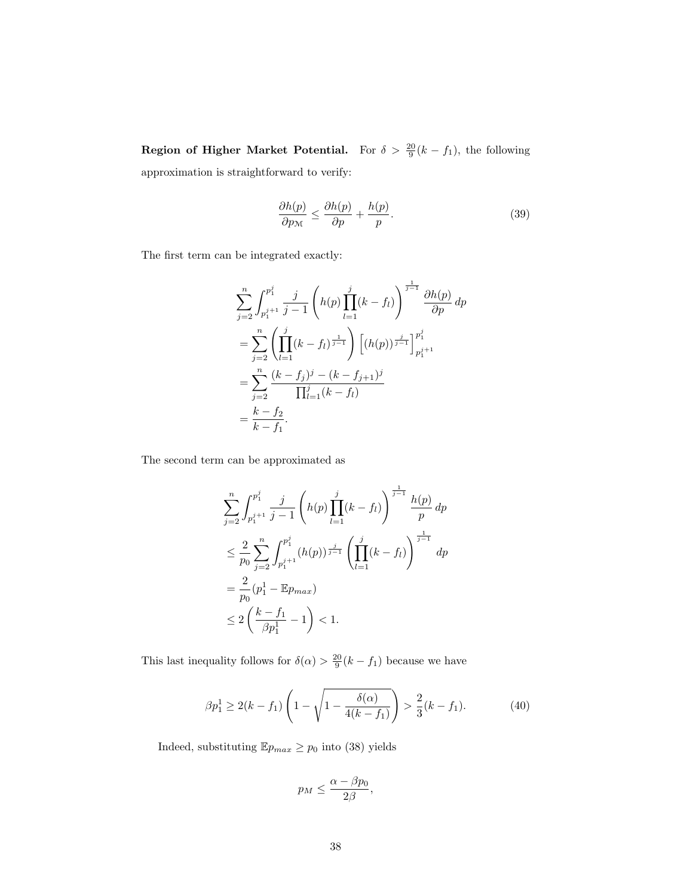**Region of Higher Market Potential.** For $\delta > \frac{20}{9}(k - f_1)$, the following approximation is straightforward to verify:

$$\frac{\partial h(p)}{\partial p_{\mathcal{M}}} \leq \frac{\partial h(p)}{\partial p} + \frac{h(p)}{p}. \tag{39}$$

The first term can be integrated exactly:

$$\begin{aligned}
&\sum_{j=2}^{n} \int_{p_1^{j+1}}^{p_1^j} \frac{j}{j-1} \left( h(p) \prod_{l=1}^{j} (k - f_l) \right)^{\frac{1}{j-1}} \frac{\partial h(p)}{\partial p} \, dp \\
&= \sum_{j=2}^{n} \left( \prod_{l=1}^{j} (k - f_l)^{\frac{1}{j-1}} \right) \left[ (h(p))^{\frac{j}{j-1}} \right]_{p_1^{j+1}}^{p_1^j} \\
&= \sum_{j=2}^{n} \frac{(k - f_j)^j - (k - f_{j+1})^j}{\prod_{l=1}^{j} (k - f_l)} \\
&= \frac{k - f_2}{k - f_1}.
\end{aligned}$$

The second term can be approximated as

$$\begin{aligned}
&\sum_{j=2}^{n} \int_{p_1^{j+1}}^{p_1^j} \frac{j}{j-1} \left( h(p) \prod_{l=1}^{j} (k - f_l) \right)^{\frac{1}{j-1}} \frac{h(p)}{p} \, dp \\
&\leq \frac{2}{p_0} \sum_{j=2}^{n} \int_{p_1^{j+1}}^{p_1^j} (h(p))^{\frac{j}{j-1}} \left( \prod_{l=1}^{j} (k - f_l) \right)^{\frac{1}{j-1}} \, dp \\
&= \frac{2}{p_0} (p_1^1 - \mathbb{E} p_{max}) \\
&\leq 2 \left( \frac{k - f_1}{\beta p_1^1} - 1 \right) < 1.
\end{aligned}$$

This last inequality follows for $\delta(\alpha) > \frac{20}{9}(k - f_1)$ because we have

$$\beta p_1^1 \geq 2(k - f_1) \left( 1 - \sqrt{1 - \frac{\delta(\alpha)}{4(k - f_1)}} \right) > \frac{2}{3}(k - f_1). \tag{40}$$

Indeed, substituting $\mathbb{E} p_{max} \geq p_0$ into (38) yields

$$p_M \leq \frac{\alpha - \beta p_0}{2\beta},$$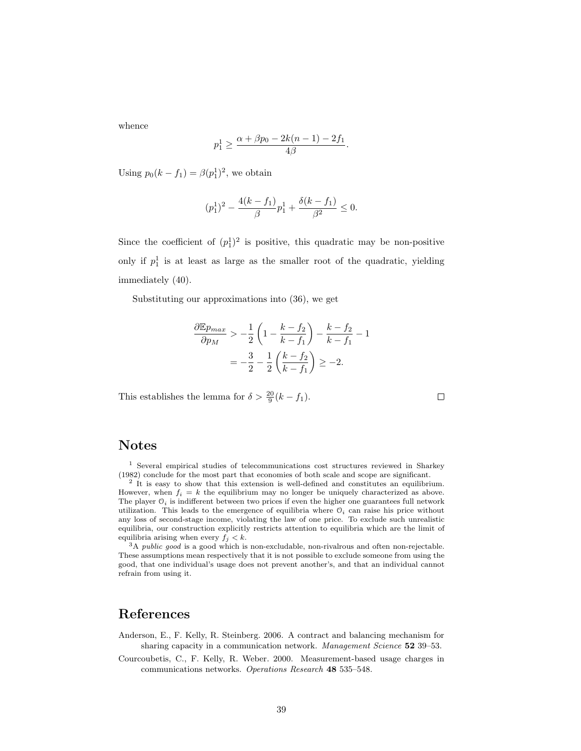whence

$$p_1^1 \geq \frac{\alpha + \beta p_0 - 2k(n-1) - 2f_1}{4\beta}.$$

Using $p_0(k - f_1) = \beta(p_1^1)^2$, we obtain

$$(p_1^1)^2 - \frac{4(k-f_1)}{\beta} p_1^1 + \frac{\delta(k - f_1)}{\beta^2} \leq 0.$$

Since the coefficient of $(p_1^1)^2$ is positive, this quadratic may be non-positive only if $p_1^1$ is at least as large as the smaller root of the quadratic, yielding immediately (40).

Substituting our approximations into (36), we get

$$\begin{aligned}
\frac{\partial \mathbb{E} p_{max}}{\partial p_M} &> -\frac{1}{2}\left(1 - \frac{k-f_2}{k-f_1}\right) - \frac{k-f_2}{k-f_1} - 1 \\
&= -\frac{3}{2} - \frac{1}{2}\left(\frac{k-f_2}{k-f_1}\right) \geq -2.
\end{aligned}$$

This establishes the lemma for $\delta > \frac{20}{9}(k - f_1)$. $\square$

## Notes

[1] Several empirical studies of telecommunications cost structures reviewed in Sharkey (1982) conclude for the most part that economies of both scale and scope are significant.

[2] It is easy to show that this extension is well-defined and constitutes an equilibrium. However, when $f_i = k$ the equilibrium may no longer be uniquely characterized as above. The player $\mathcal{O}_i$ is indifferent between two prices if even the higher one guarantees full network utilization. This leads to the emergence of equilibria where $\mathcal{O}_i$ can raise his price without any loss of second-stage income, violating the law of one price. To exclude such unrealistic equilibria, our construction explicitly restricts attention to equilibria which are the limit of equilibria arising when every $f_j < k$.

[3] A *public good* is a good which is non-excludable, non-rivalrous and often non-rejectable. These assumptions mean respectively that it is not possible to exclude someone from using the good, that one individual's usage does not prevent another's, and that an individual cannot refrain from using it.

## References

Anderson, E., F. Kelly, R. Steinberg. 2006. A contract and balancing mechanism for sharing capacity in a communication network. *Management Science* **52** 39–53.

Courcoubetis, C., F. Kelly, R. Weber. 2000. Measurement-based usage charges in communications networks. *Operations Research* **48** 535–548.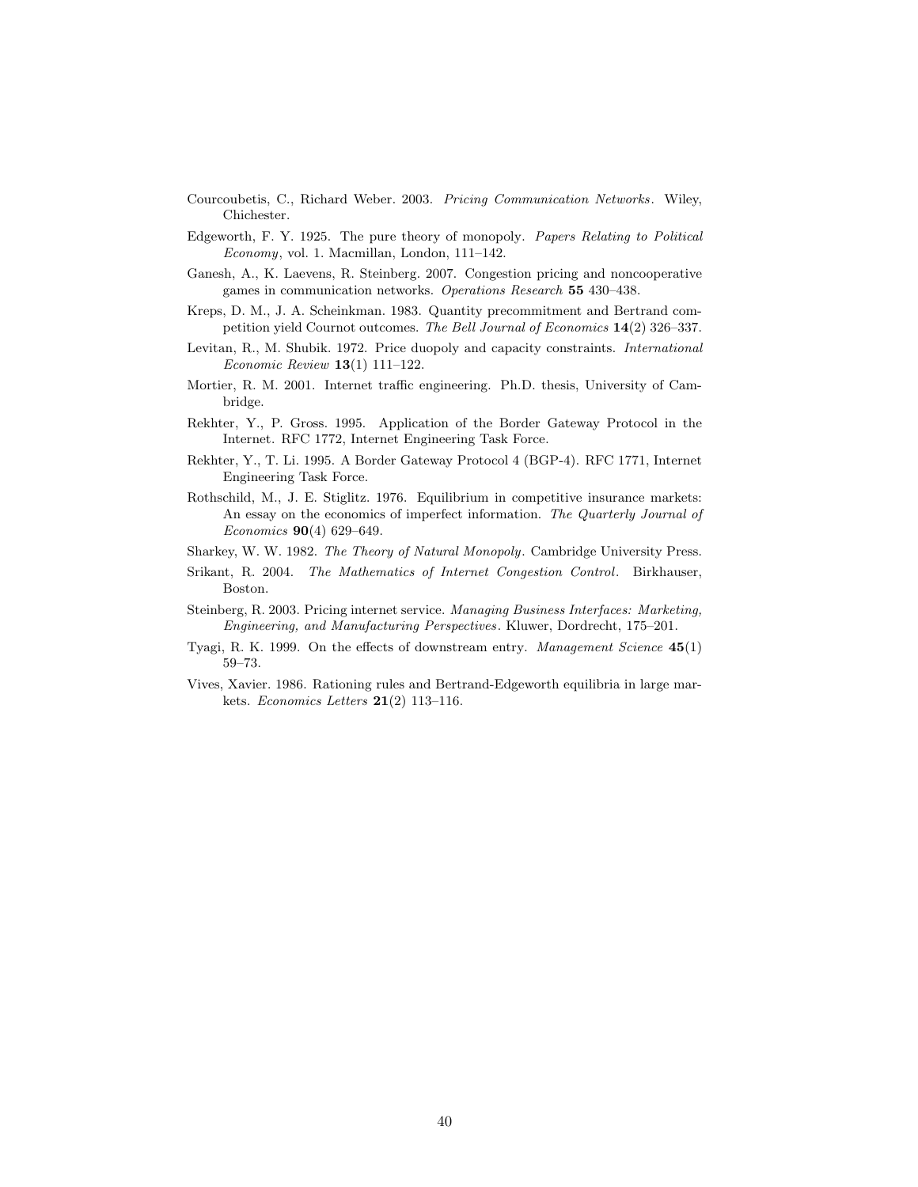Courcoubetis, C., Richard Weber. 2003. *Pricing Communication Networks*. Wiley, Chichester.

Edgeworth, F. Y. 1925. The pure theory of monopoly. *Papers Relating to Political Economy*, vol. 1. Macmillan, London, 111–142.

Ganesh, A., K. Laevens, R. Steinberg. 2007. Congestion pricing and noncooperative games in communication networks. *Operations Research* **55** 430–438.

Kreps, D. M., J. A. Scheinkman. 1983. Quantity precommitment and Bertrand competition yield Cournot outcomes. *The Bell Journal of Economics* **14**(2) 326–337.

Levitan, R., M. Shubik. 1972. Price duopoly and capacity constraints. *International Economic Review* **13**(1) 111–122.

Mortier, R. M. 2001. Internet traffic engineering. Ph.D. thesis, University of Cambridge.

Rekhter, Y., P. Gross. 1995. Application of the Border Gateway Protocol in the Internet. RFC 1772, Internet Engineering Task Force.

Rekhter, Y., T. Li. 1995. A Border Gateway Protocol 4 (BGP-4). RFC 1771, Internet Engineering Task Force.

Rothschild, M., J. E. Stiglitz. 1976. Equilibrium in competitive insurance markets: An essay on the economics of imperfect information. *The Quarterly Journal of Economics* **90**(4) 629–649.

Sharkey, W. W. 1982. *The Theory of Natural Monopoly*. Cambridge University Press.

Srikant, R. 2004. *The Mathematics of Internet Congestion Control*. Birkhauser, Boston.

Steinberg, R. 2003. Pricing internet service. *Managing Business Interfaces: Marketing, Engineering, and Manufacturing Perspectives*. Kluwer, Dordrecht, 175–201.

Tyagi, R. K. 1999. On the effects of downstream entry. *Management Science* **45**(1) 59–73.

Vives, Xavier. 1986. Rationing rules and Bertrand-Edgeworth equilibria in large markets. *Economics Letters* **21**(2) 113–116.